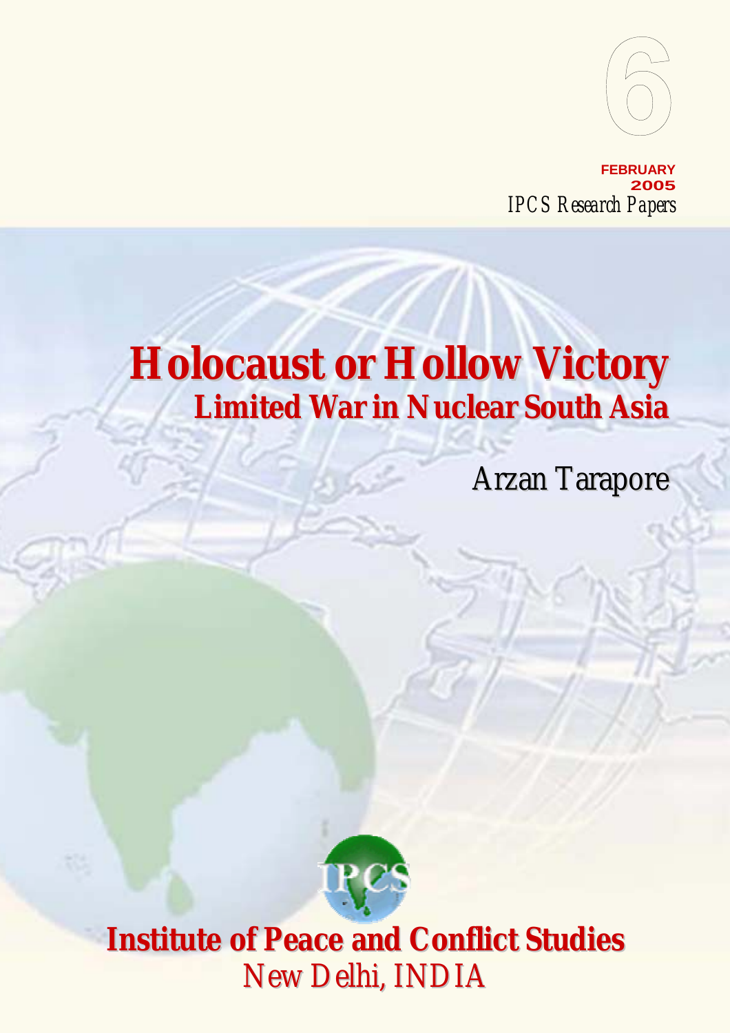6

**FEBRUARY 2005**

*IPCS Research Papers*

# Holocaust or Hollow Victory

## Limited War in Nuclear South Asia

Arzan Tarapore

**Institute of Peace and Conflict Studies**

New Delhi, INDIA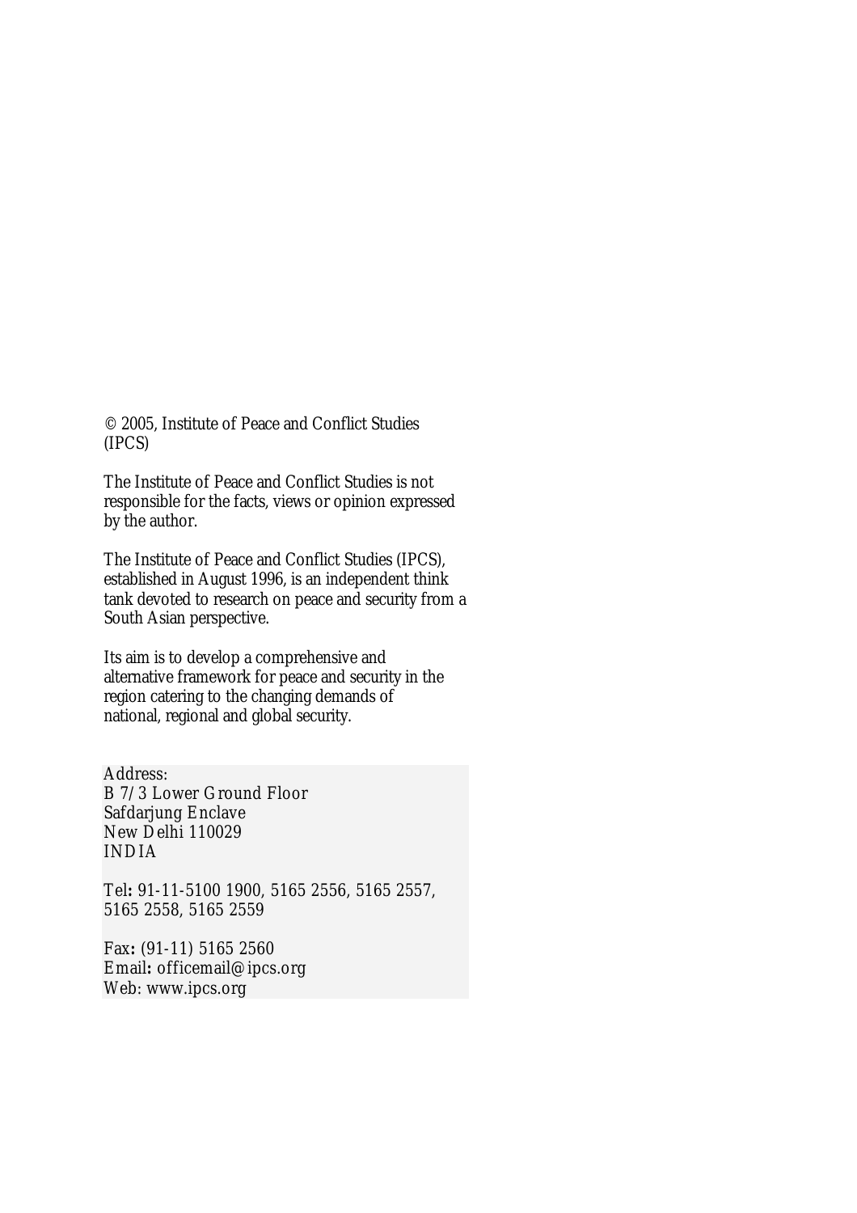© 2005, Institute of Peace and Conflict Studies (IPCS)

The Institute of Peace and Conflict Studies is not responsible for the facts, views or opinion expressed by the author.

The Institute of Peace and Conflict Studies (IPCS), established in August 1996, is an independent think tank devoted to research on peace and security from a South Asian perspective.

Its aim is to develop a comprehensive and alternative framework for peace and security in the region catering to the changing demands of national, regional and global security.

Address:
B 7/3 Lower Ground Floor
Safdarjung Enclave
New Delhi 110029
INDIA

Tel: 91-11-5100 1900, 5165 2556, 5165 2557, 5165 2558, 5165 2559

Fax: (91-11) 5165 2560
Email: officemail@ipcs.org
Web: www.ipcs.org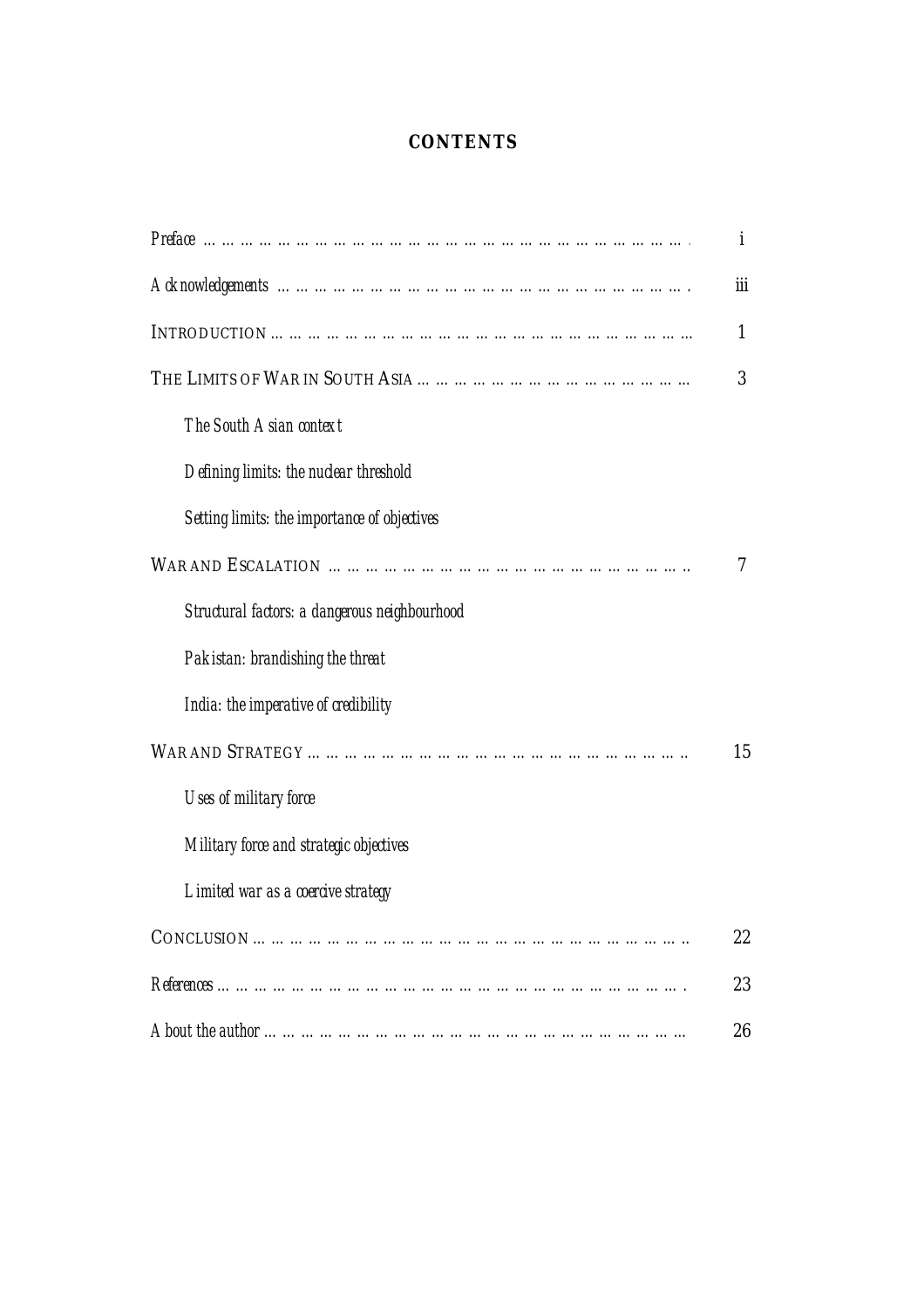# CONTENTS

| | |
|---|---|
| *Preface* | i |
| *Acknowledgements* | iii |
| INTRODUCTION | 1 |
| THE LIMITS OF WAR IN SOUTH ASIA | 3 |
| *The South Asian context* | |
| *Defining limits: the nuclear threshold* | |
| *Setting limits: the importance of objectives* | |
| WAR AND ESCALATION | 7 |
| *Structural factors: a dangerous neighbourhood* | |
| *Pakistan: brandishing the threat* | |
| *India: the imperative of credibility* | |
| WAR AND STRATEGY | 15 |
| *Uses of military force* | |
| *Military force and strategic objectives* | |
| *Limited war as a coercive strategy* | |
| CONCLUSION | 22 |
| *References* | 23 |
| *About the author* | 26 |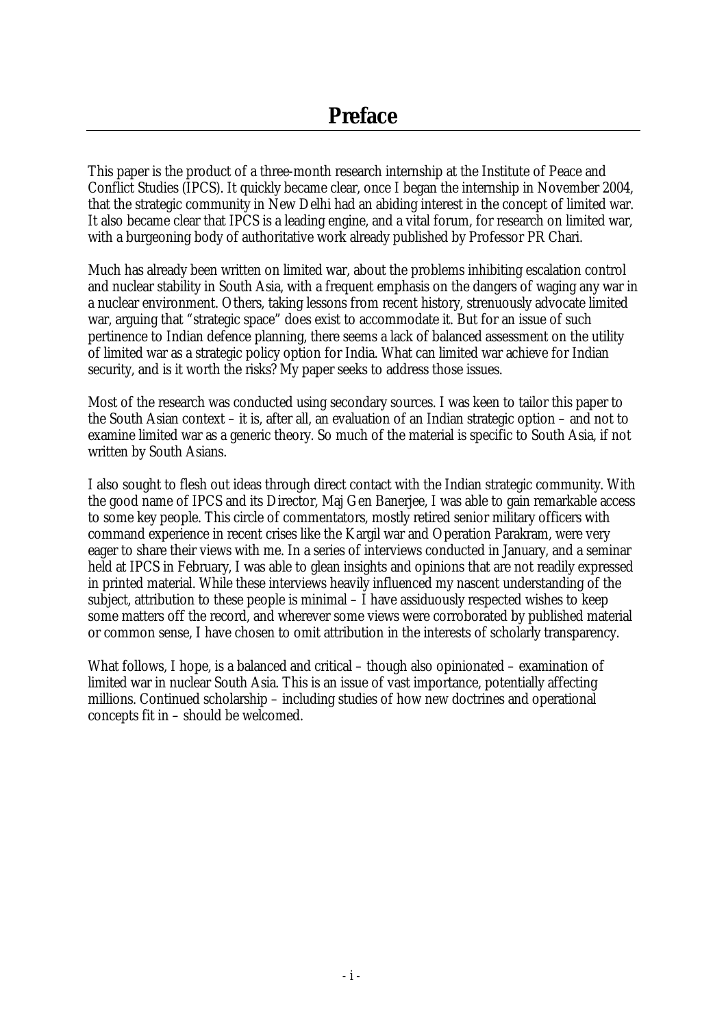# Preface

This paper is the product of a three-month research internship at the Institute of Peace and Conflict Studies (IPCS). It quickly became clear, once I began the internship in November 2004, that the strategic community in New Delhi had an abiding interest in the concept of limited war. It also became clear that IPCS is a leading engine, and a vital forum, for research on limited war, with a burgeoning body of authoritative work already published by Professor PR Chari.

Much has already been written on limited war, about the problems inhibiting escalation control and nuclear stability in South Asia, with a frequent emphasis on the dangers of waging any war in a nuclear environment. Others, taking lessons from recent history, strenuously advocate limited war, arguing that "strategic space" does exist to accommodate it. But for an issue of such pertinence to Indian defence planning, there seems a lack of balanced assessment on the utility of limited war as a strategic policy option for India. What can limited war achieve for Indian security, and is it worth the risks? My paper seeks to address those issues.

Most of the research was conducted using secondary sources. I was keen to tailor this paper to the South Asian context – it is, after all, an evaluation of an Indian strategic option – and not to examine limited war as a generic theory. So much of the material is specific to South Asia, if not written by South Asians.

I also sought to flesh out ideas through direct contact with the Indian strategic community. With the good name of IPCS and its Director, Maj Gen Banerjee, I was able to gain remarkable access to some key people. This circle of commentators, mostly retired senior military officers with command experience in recent crises like the Kargil war and Operation Parakram, were very eager to share their views with me. In a series of interviews conducted in January, and a seminar held at IPCS in February, I was able to glean insights and opinions that are not readily expressed in printed material. While these interviews heavily influenced my nascent understanding of the subject, attribution to these people is minimal – I have assiduously respected wishes to keep some matters off the record, and wherever some views were corroborated by published material or common sense, I have chosen to omit attribution in the interests of scholarly transparency.

What follows, I hope, is a balanced and critical – though also opinionated – examination of limited war in nuclear South Asia. This is an issue of vast importance, potentially affecting millions. Continued scholarship – including studies of how new doctrines and operational concepts fit in – should be welcomed.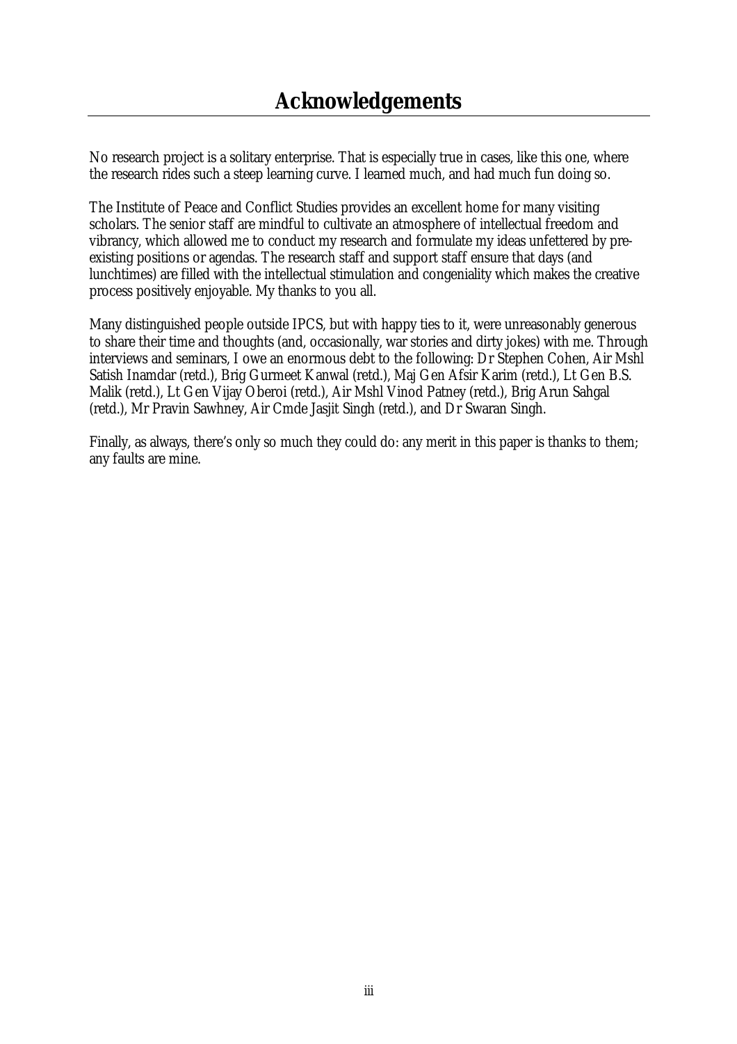# Acknowledgements

No research project is a solitary enterprise. That is especially true in cases, like this one, where the research rides such a steep learning curve. I learned much, and had much fun doing so.

The Institute of Peace and Conflict Studies provides an excellent home for many visiting scholars. The senior staff are mindful to cultivate an atmosphere of intellectual freedom and vibrancy, which allowed me to conduct my research and formulate my ideas unfettered by pre-existing positions or agendas. The research staff and support staff ensure that days (and lunchtimes) are filled with the intellectual stimulation and congeniality which makes the creative process positively enjoyable. My thanks to you all.

Many distinguished people outside IPCS, but with happy ties to it, were unreasonably generous to share their time and thoughts (and, occasionally, war stories and dirty jokes) with me. Through interviews and seminars, I owe an enormous debt to the following: Dr Stephen Cohen, Air Mshl Satish Inamdar (retd.), Brig Gurmeet Kanwal (retd.), Maj Gen Afsir Karim (retd.), Lt Gen B.S. Malik (retd.), Lt Gen Vijay Oberoi (retd.), Air Mshl Vinod Patney (retd.), Brig Arun Sahgal (retd.), Mr Pravin Sawhney, Air Cmde Jasjit Singh (retd.), and Dr Swaran Singh.

Finally, as always, there's only so much they could do: any merit in this paper is thanks to them; any faults are mine.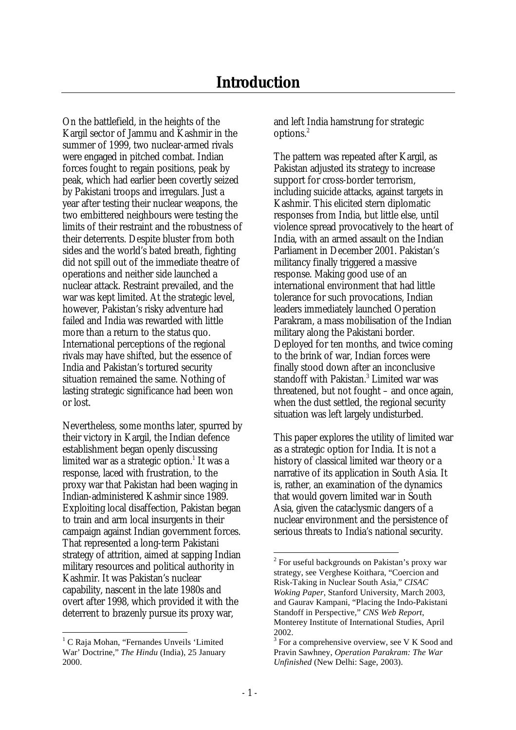# Introduction

On the battlefield, in the heights of the Kargil sector of Jammu and Kashmir in the summer of 1999, two nuclear-armed rivals were engaged in pitched combat. Indian forces fought to regain positions, peak by peak, which had earlier been covertly seized by Pakistani troops and irregulars. Just a year after testing their nuclear weapons, the two embittered neighbours were testing the limits of their restraint and the robustness of their deterrents. Despite bluster from both sides and the world's bated breath, fighting did not spill out of the immediate theatre of operations and neither side launched a nuclear attack. Restraint prevailed, and the war was kept limited. At the strategic level, however, Pakistan's risky adventure had failed and India was rewarded with little more than a return to the status quo. International perceptions of the regional rivals may have shifted, but the essence of India and Pakistan's tortured security situation remained the same. Nothing of lasting strategic significance had been won or lost.

Nevertheless, some months later, spurred by their victory in Kargil, the Indian defence establishment began openly discussing limited war as a strategic option.[1] It was a response, laced with frustration, to the proxy war that Pakistan had been waging in Indian-administered Kashmir since 1989. Exploiting local disaffection, Pakistan began to train and arm local insurgents in their campaign against Indian government forces. That represented a long-term Pakistani strategy of attrition, aimed at sapping Indian military resources and political authority in Kashmir. It was Pakistan's nuclear capability, nascent in the late 1980s and overt after 1998, which provided it with the deterrent to brazenly pursue its proxy war, and left India hamstrung for strategic options.[2]

The pattern was repeated after Kargil, as Pakistan adjusted its strategy to increase support for cross-border terrorism, including suicide attacks, against targets in Kashmir. This elicited stern diplomatic responses from India, but little else, until violence spread provocatively to the heart of India, with an armed assault on the Indian Parliament in December 2001. Pakistan's militancy finally triggered a massive response. Making good use of an international environment that had little tolerance for such provocations, Indian leaders immediately launched Operation Parakram, a mass mobilisation of the Indian military along the Pakistani border. Deployed for ten months, and twice coming to the brink of war, Indian forces were finally stood down after an inconclusive standoff with Pakistan.[3] Limited war was threatened, but not fought – and once again, when the dust settled, the regional security situation was left largely undisturbed.

This paper explores the utility of limited war as a strategic option for India. It is not a history of classical limited war theory or a narrative of its application in South Asia. It is, rather, an examination of the dynamics that would govern limited war in South Asia, given the cataclysmic dangers of a nuclear environment and the persistence of serious threats to India's national security.

---

[1] C Raja Mohan, "Fernandes Unveils 'Limited War' Doctrine," *The Hindu* (India), 25 January 2000.

[2] For useful backgrounds on Pakistan's proxy war strategy, see Verghese Koithara, "Coercion and Risk-Taking in Nuclear South Asia," *CISAC Woking Paper*, Stanford University, March 2003, and Gaurav Kampani, "Placing the Indo-Pakistani Standoff in Perspective," *CNS Web Report*, Monterey Institute of International Studies, April 2002.

[3] For a comprehensive overview, see V K Sood and Pravin Sawhney, *Operation Parakram: The War Unfinished* (New Delhi: Sage, 2003).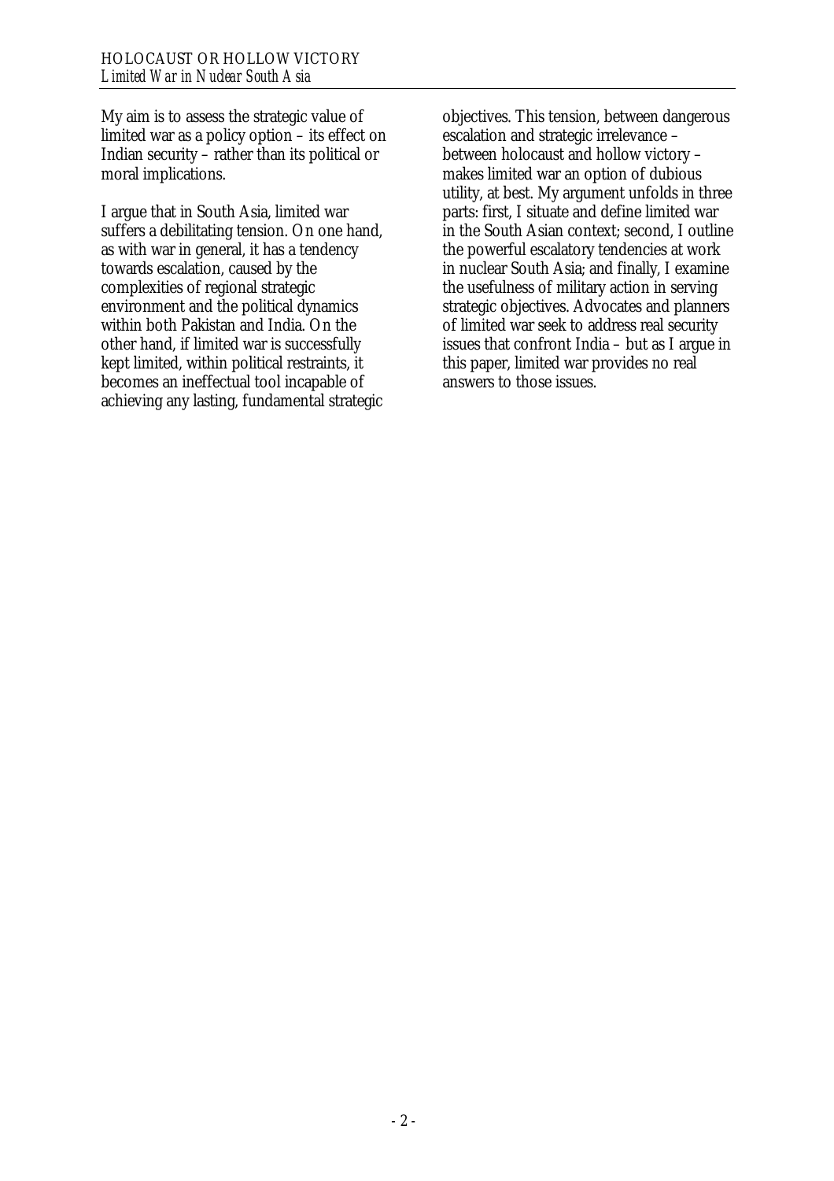My aim is to assess the strategic value of limited war as a policy option – its effect on Indian security – rather than its political or moral implications.

I argue that in South Asia, limited war suffers a debilitating tension. On one hand, as with war in general, it has a tendency towards escalation, caused by the complexities of regional strategic environment and the political dynamics within both Pakistan and India. On the other hand, if limited war is successfully kept limited, within political restraints, it becomes an ineffectual tool incapable of achieving any lasting, fundamental strategic objectives. This tension, between dangerous escalation and strategic irrelevance – between holocaust and hollow victory – makes limited war an option of dubious utility, at best. My argument unfolds in three parts: first, I situate and define limited war in the South Asian context; second, I outline the powerful escalatory tendencies at work in nuclear South Asia; and finally, I examine the usefulness of military action in serving strategic objectives. Advocates and planners of limited war seek to address real security issues that confront India – but as I argue in this paper, limited war provides no real answers to those issues.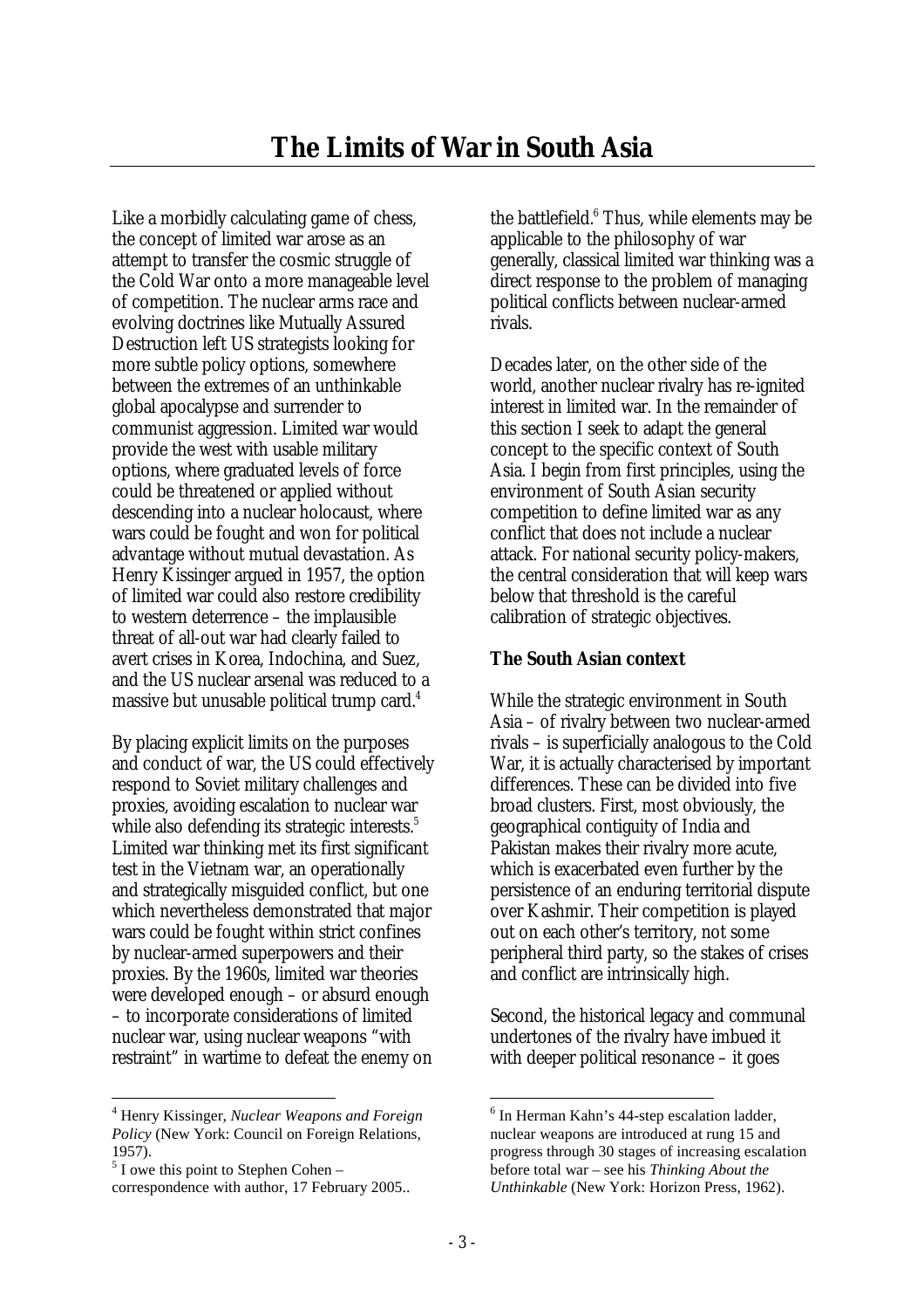# The Limits of War in South Asia

Like a morbidly calculating game of chess, the concept of limited war arose as an attempt to transfer the cosmic struggle of the Cold War onto a more manageable level of competition. The nuclear arms race and evolving doctrines like Mutually Assured Destruction left US strategists looking for more subtle policy options, somewhere between the extremes of an unthinkable global apocalypse and surrender to communist aggression. Limited war would provide the west with usable military options, where graduated levels of force could be threatened or applied without descending into a nuclear holocaust, where wars could be fought and won for political advantage without mutual devastation. As Henry Kissinger argued in 1957, the option of limited war could also restore credibility to western deterrence – the implausible threat of all-out war had clearly failed to avert crises in Korea, Indochina, and Suez, and the US nuclear arsenal was reduced to a massive but unusable political trump card.[4]

By placing explicit limits on the purposes and conduct of war, the US could effectively respond to Soviet military challenges and proxies, avoiding escalation to nuclear war while also defending its strategic interests.[5] Limited war thinking met its first significant test in the Vietnam war, an operationally and strategically misguided conflict, but one which nevertheless demonstrated that major wars could be fought within strict confines by nuclear-armed superpowers and their proxies. By the 1960s, limited war theories were developed enough – or absurd enough – to incorporate considerations of limited nuclear war, using nuclear weapons "with restraint" in wartime to defeat the enemy on the battlefield.[6] Thus, while elements may be applicable to the philosophy of war generally, classical limited war thinking was a direct response to the problem of managing political conflicts between nuclear-armed rivals.

Decades later, on the other side of the world, another nuclear rivalry has re-ignited interest in limited war. In the remainder of this section I seek to adapt the general concept to the specific context of South Asia. I begin from first principles, using the environment of South Asian security competition to define limited war as any conflict that does not include a nuclear attack. For national security policy-makers, the central consideration that will keep wars below that threshold is the careful calibration of strategic objectives.

**The South Asian context**

While the strategic environment in South Asia – of rivalry between two nuclear-armed rivals – is superficially analogous to the Cold War, it is actually characterised by important differences. These can be divided into five broad clusters. First, most obviously, the geographical contiguity of India and Pakistan makes their rivalry more acute, which is exacerbated even further by the persistence of an enduring territorial dispute over Kashmir. Their competition is played out on each other's territory, not some peripheral third party, so the stakes of crises and conflict are intrinsically high.

Second, the historical legacy and communal undertones of the rivalry have imbued it with deeper political resonance – it goes

---

[4] Henry Kissinger, *Nuclear Weapons and Foreign Policy* (New York: Council on Foreign Relations, 1957).

[5] I owe this point to Stephen Cohen – correspondence with author, 17 February 2005..

[6] In Herman Kahn's 44-step escalation ladder, nuclear weapons are introduced at rung 15 and progress through 30 stages of increasing escalation before total war – see his *Thinking About the Unthinkable* (New York: Horizon Press, 1962).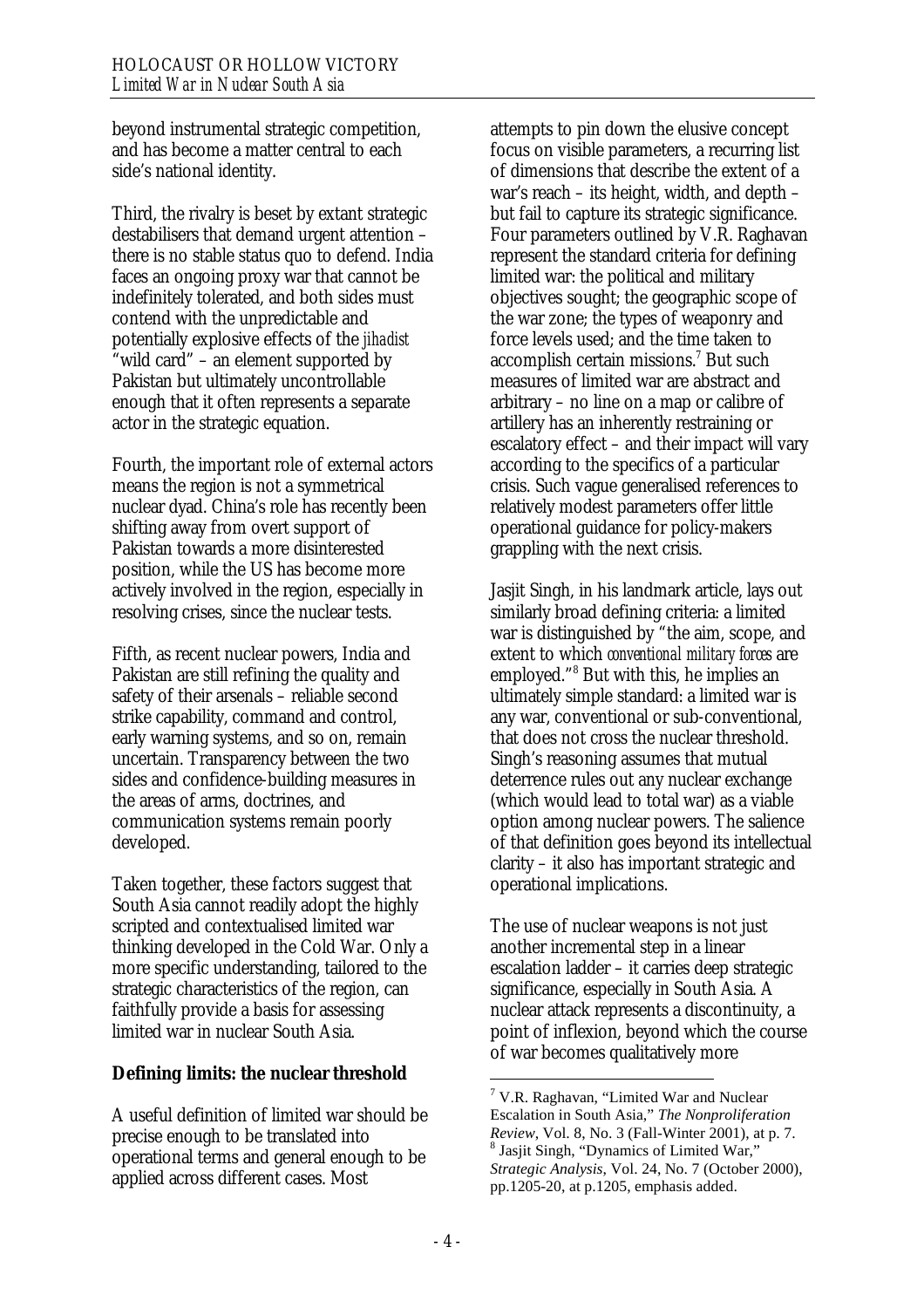beyond instrumental strategic competition, and has become a matter central to each side's national identity.

Third, the rivalry is beset by extant strategic destabilisers that demand urgent attention – there is no stable status quo to defend. India faces an ongoing proxy war that cannot be indefinitely tolerated, and both sides must contend with the unpredictable and potentially explosive effects of the *jihadist* "wild card" – an element supported by Pakistan but ultimately uncontrollable enough that it often represents a separate actor in the strategic equation.

Fourth, the important role of external actors means the region is not a symmetrical nuclear dyad. China's role has recently been shifting away from overt support of Pakistan towards a more disinterested position, while the US has become more actively involved in the region, especially in resolving crises, since the nuclear tests.

Fifth, as recent nuclear powers, India and Pakistan are still refining the quality and safety of their arsenals – reliable second strike capability, command and control, early warning systems, and so on, remain uncertain. Transparency between the two sides and confidence-building measures in the areas of arms, doctrines, and communication systems remain poorly developed.

Taken together, these factors suggest that South Asia cannot readily adopt the highly scripted and contextualised limited war thinking developed in the Cold War. Only a more specific understanding, tailored to the strategic characteristics of the region, can faithfully provide a basis for assessing limited war in nuclear South Asia.

**Defining limits: the nuclear threshold**

A useful definition of limited war should be precise enough to be translated into operational terms and general enough to be applied across different cases. Most attempts to pin down the elusive concept focus on visible parameters, a recurring list of dimensions that describe the extent of a war's reach – its height, width, and depth – but fail to capture its strategic significance. Four parameters outlined by V.R. Raghavan represent the standard criteria for defining limited war: the political and military objectives sought; the geographic scope of the war zone; the types of weaponry and force levels used; and the time taken to accomplish certain missions.[7] But such measures of limited war are abstract and arbitrary – no line on a map or calibre of artillery has an inherently restraining or escalatory effect – and their impact will vary according to the specifics of a particular crisis. Such vague generalised references to relatively modest parameters offer little operational guidance for policy-makers grappling with the next crisis.

Jasjit Singh, in his landmark article, lays out similarly broad defining criteria: a limited war is distinguished by "the aim, scope, and extent to which *conventional military forces* are employed."[8] But with this, he implies an ultimately simple standard: a limited war is any war, conventional or sub-conventional, that does not cross the nuclear threshold. Singh's reasoning assumes that mutual deterrence rules out any nuclear exchange (which would lead to total war) as a viable option among nuclear powers. The salience of that definition goes beyond its intellectual clarity – it also has important strategic and operational implications.

The use of nuclear weapons is not just another incremental step in a linear escalation ladder – it carries deep strategic significance, especially in South Asia. A nuclear attack represents a discontinuity, a point of inflexion, beyond which the course of war becomes qualitatively more

---

[7] V.R. Raghavan, "Limited War and Nuclear Escalation in South Asia," *The Nonproliferation Review*, Vol. 8, No. 3 (Fall-Winter 2001), at p. 7.

[8] Jasjit Singh, "Dynamics of Limited War," *Strategic Analysis*, Vol. 24, No. 7 (October 2000), pp.1205-20, at p.1205, emphasis added.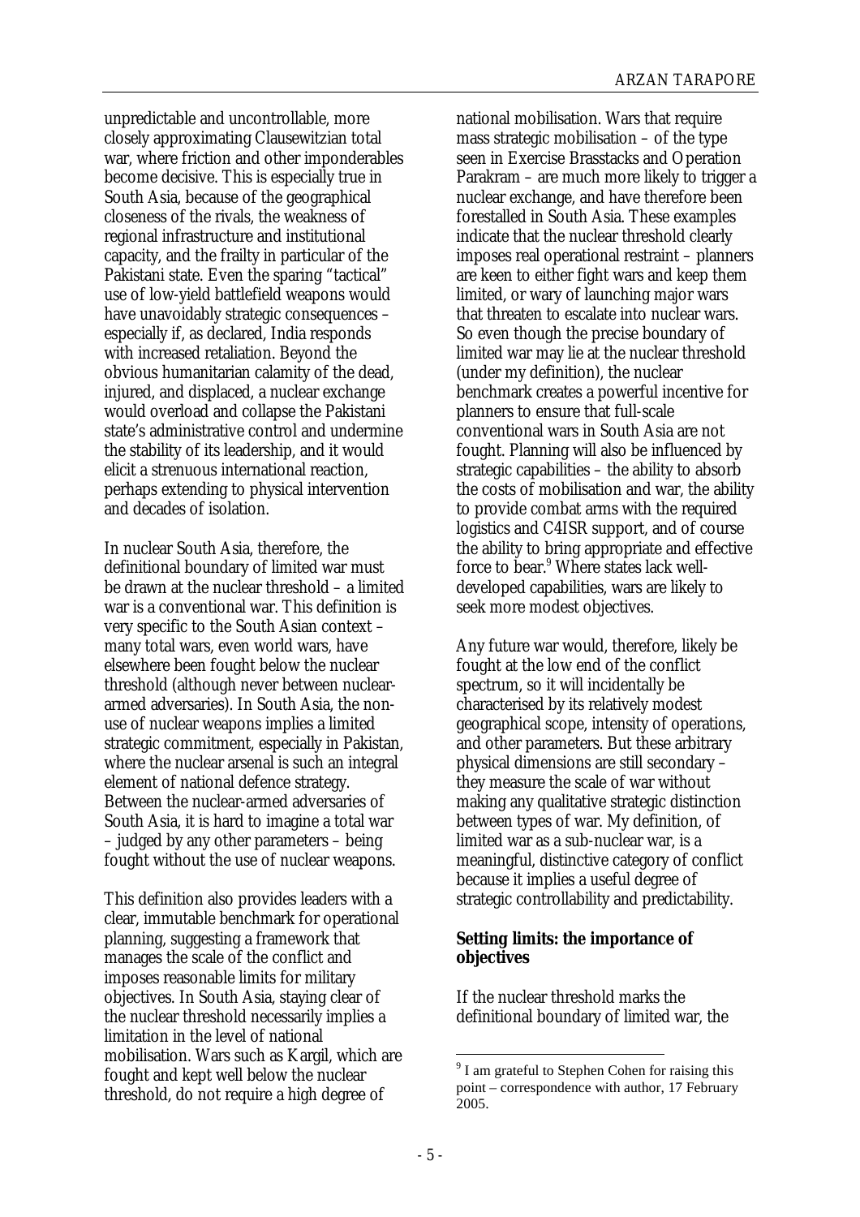unpredictable and uncontrollable, more closely approximating Clausewitzian total war, where friction and other imponderables become decisive. This is especially true in South Asia, because of the geographical closeness of the rivals, the weakness of regional infrastructure and institutional capacity, and the frailty in particular of the Pakistani state. Even the sparing "tactical" use of low-yield battlefield weapons would have unavoidably strategic consequences – especially if, as declared, India responds with increased retaliation. Beyond the obvious humanitarian calamity of the dead, injured, and displaced, a nuclear exchange would overload and collapse the Pakistani state's administrative control and undermine the stability of its leadership, and it would elicit a strenuous international reaction, perhaps extending to physical intervention and decades of isolation.

In nuclear South Asia, therefore, the definitional boundary of limited war must be drawn at the nuclear threshold – a limited war is a conventional war. This definition is very specific to the South Asian context – many total wars, even world wars, have elsewhere been fought below the nuclear threshold (although never between nuclear-armed adversaries). In South Asia, the non-use of nuclear weapons implies a limited strategic commitment, especially in Pakistan, where the nuclear arsenal is such an integral element of national defence strategy. Between the nuclear-armed adversaries of South Asia, it is hard to imagine a total war – judged by any other parameters – being fought without the use of nuclear weapons.

This definition also provides leaders with a clear, immutable benchmark for operational planning, suggesting a framework that manages the scale of the conflict and imposes reasonable limits for military objectives. In South Asia, staying clear of the nuclear threshold necessarily implies a limitation in the level of national mobilisation. Wars such as Kargil, which are fought and kept well below the nuclear threshold, do not require a high degree of national mobilisation. Wars that require mass strategic mobilisation – of the type seen in Exercise Brasstacks and Operation Parakram – are much more likely to trigger a nuclear exchange, and have therefore been forestalled in South Asia. These examples indicate that the nuclear threshold clearly imposes real operational restraint – planners are keen to either fight wars and keep them limited, or wary of launching major wars that threaten to escalate into nuclear wars. So even though the precise boundary of limited war may lie at the nuclear threshold (under my definition), the nuclear benchmark creates a powerful incentive for planners to ensure that full-scale conventional wars in South Asia are not fought. Planning will also be influenced by strategic capabilities – the ability to absorb the costs of mobilisation and war, the ability to provide combat arms with the required logistics and C4ISR support, and of course the ability to bring appropriate and effective force to bear.[9] Where states lack well-developed capabilities, wars are likely to seek more modest objectives.

Any future war would, therefore, likely be fought at the low end of the conflict spectrum, so it will incidentally be characterised by its relatively modest geographical scope, intensity of operations, and other parameters. But these arbitrary physical dimensions are still secondary – they measure the scale of war without making any qualitative strategic distinction between types of war. My definition, of limited war as a sub-nuclear war, is a meaningful, distinctive category of conflict because it implies a useful degree of strategic controllability and predictability.

**Setting limits: the importance of objectives**

If the nuclear threshold marks the definitional boundary of limited war, the

[9] I am grateful to Stephen Cohen for raising this point – correspondence with author, 17 February 2005.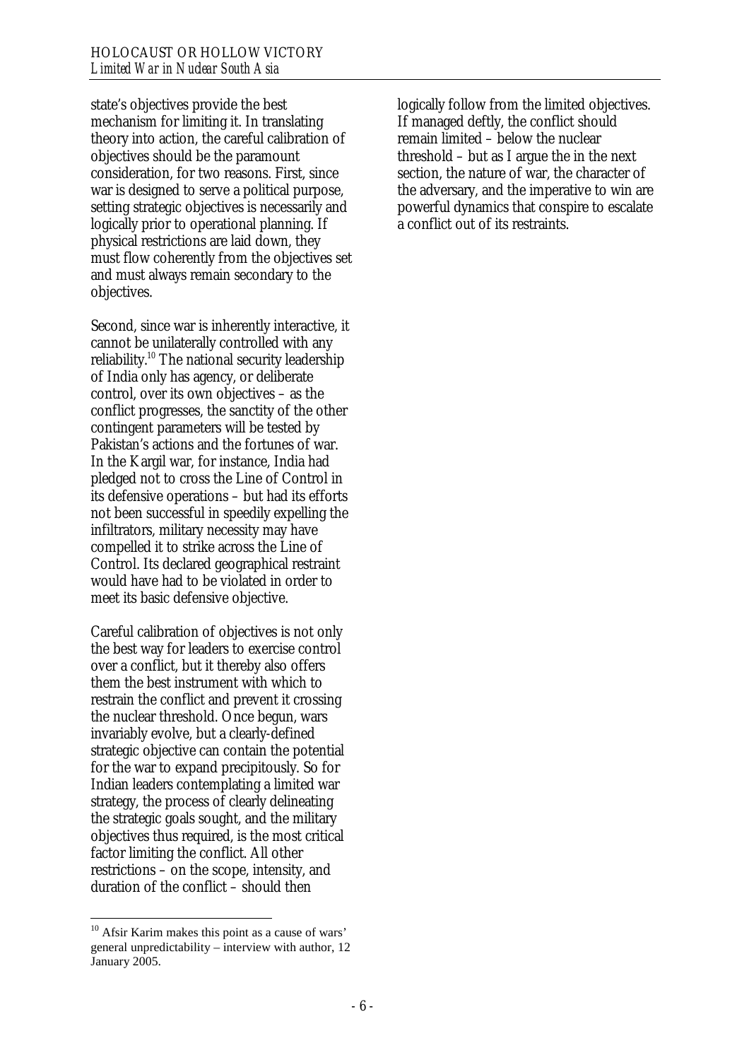state's objectives provide the best mechanism for limiting it. In translating theory into action, the careful calibration of objectives should be the paramount consideration, for two reasons. First, since war is designed to serve a political purpose, setting strategic objectives is necessarily and logically prior to operational planning. If physical restrictions are laid down, they must flow coherently from the objectives set and must always remain secondary to the objectives.

Second, since war is inherently interactive, it cannot be unilaterally controlled with any reliability.[10] The national security leadership of India only has agency, or deliberate control, over its own objectives – as the conflict progresses, the sanctity of the other contingent parameters will be tested by Pakistan's actions and the fortunes of war. In the Kargil war, for instance, India had pledged not to cross the Line of Control in its defensive operations – but had its efforts not been successful in speedily expelling the infiltrators, military necessity may have compelled it to strike across the Line of Control. Its declared geographical restraint would have had to be violated in order to meet its basic defensive objective.

Careful calibration of objectives is not only the best way for leaders to exercise control over a conflict, but it thereby also offers them the best instrument with which to restrain the conflict and prevent it crossing the nuclear threshold. Once begun, wars invariably evolve, but a clearly-defined strategic objective can contain the potential for the war to expand precipitously. So for Indian leaders contemplating a limited war strategy, the process of clearly delineating the strategic goals sought, and the military objectives thus required, is the most critical factor limiting the conflict. All other restrictions – on the scope, intensity, and duration of the conflict – should then logically follow from the limited objectives. If managed deftly, the conflict should remain limited – below the nuclear threshold – but as I argue the in the next section, the nature of war, the character of the adversary, and the imperative to win are powerful dynamics that conspire to escalate a conflict out of its restraints.

---

[10] Afsir Karim makes this point as a cause of wars' general unpredictability – interview with author, 12 January 2005.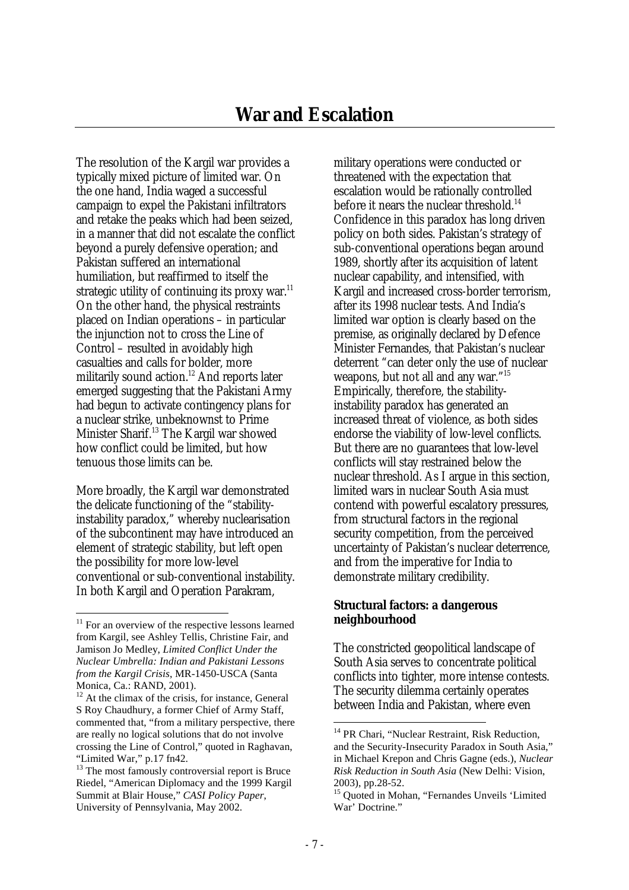# War and Escalation

The resolution of the Kargil war provides a typically mixed picture of limited war. On the one hand, India waged a successful campaign to expel the Pakistani infiltrators and retake the peaks which had been seized, in a manner that did not escalate the conflict beyond a purely defensive operation; and Pakistan suffered an international humiliation, but reaffirmed to itself the strategic utility of continuing its proxy war.[11] On the other hand, the physical restraints placed on Indian operations – in particular the injunction not to cross the Line of Control – resulted in avoidably high casualties and calls for bolder, more militarily sound action.[12] And reports later emerged suggesting that the Pakistani Army had begun to activate contingency plans for a nuclear strike, unbeknownst to Prime Minister Sharif.[13] The Kargil war showed how conflict could be limited, but how tenuous those limits can be.

More broadly, the Kargil war demonstrated the delicate functioning of the "stability-instability paradox," whereby nuclearisation of the subcontinent may have introduced an element of strategic stability, but left open the possibility for more low-level conventional or sub-conventional instability. In both Kargil and Operation Parakram, military operations were conducted or threatened with the expectation that escalation would be rationally controlled before it nears the nuclear threshold.[14] Confidence in this paradox has long driven policy on both sides. Pakistan's strategy of sub-conventional operations began around 1989, shortly after its acquisition of latent nuclear capability, and intensified, with Kargil and increased cross-border terrorism, after its 1998 nuclear tests. And India's limited war option is clearly based on the premise, as originally declared by Defence Minister Fernandes, that Pakistan's nuclear deterrent "can deter only the use of nuclear weapons, but not all and any war."[15] Empirically, therefore, the stability-instability paradox has generated an increased threat of violence, as both sides endorse the viability of low-level conflicts. But there are no guarantees that low-level conflicts will stay restrained below the nuclear threshold. As I argue in this section, limited wars in nuclear South Asia must contend with powerful escalatory pressures, from structural factors in the regional security competition, from the perceived uncertainty of Pakistan's nuclear deterrence, and from the imperative for India to demonstrate military credibility.

### Structural factors: a dangerous neighbourhood

The constricted geopolitical landscape of South Asia serves to concentrate political conflicts into tighter, more intense contests. The security dilemma certainly operates between India and Pakistan, where even

---

[11] For an overview of the respective lessons learned from Kargil, see Ashley Tellis, Christine Fair, and Jamison Jo Medley, *Limited Conflict Under the Nuclear Umbrella: Indian and Pakistani Lessons from the Kargil Crisis*, MR-1450-USCA (Santa Monica, Ca.: RAND, 2001).

[12] At the climax of the crisis, for instance, General S Roy Chaudhury, a former Chief of Army Staff, commented that, "from a military perspective, there are really no logical solutions that do not involve crossing the Line of Control," quoted in Raghavan, "Limited War," p.17 fn42.

[13] The most famously controversial report is Bruce Riedel, "American Diplomacy and the 1999 Kargil Summit at Blair House," *CASI Policy Paper*, University of Pennsylvania, May 2002.

[14] PR Chari, "Nuclear Restraint, Risk Reduction, and the Security-Insecurity Paradox in South Asia," in Michael Krepon and Chris Gagne (eds.), *Nuclear Risk Reduction in South Asia* (New Delhi: Vision, 2003), pp.28-52.

[15] Quoted in Mohan, "Fernandes Unveils 'Limited War' Doctrine."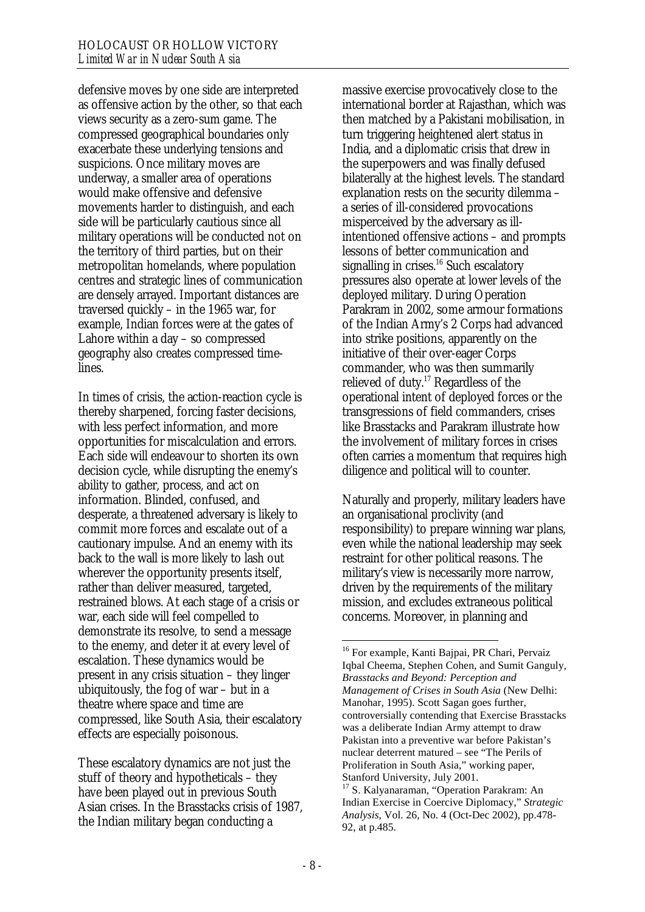defensive moves by one side are interpreted as offensive action by the other, so that each views security as a zero-sum game. The compressed geographical boundaries only exacerbate these underlying tensions and suspicions. Once military moves are underway, a smaller area of operations would make offensive and defensive movements harder to distinguish, and each side will be particularly cautious since all military operations will be conducted not on the territory of third parties, but on their metropolitan homelands, where population centres and strategic lines of communication are densely arrayed. Important distances are traversed quickly – in the 1965 war, for example, Indian forces were at the gates of Lahore within a day – so compressed geography also creates compressed time-lines.

In times of crisis, the action-reaction cycle is thereby sharpened, forcing faster decisions, with less perfect information, and more opportunities for miscalculation and errors. Each side will endeavour to shorten its own decision cycle, while disrupting the enemy's ability to gather, process, and act on information. Blinded, confused, and desperate, a threatened adversary is likely to commit more forces and escalate out of a cautionary impulse. And an enemy with its back to the wall is more likely to lash out wherever the opportunity presents itself, rather than deliver measured, targeted, restrained blows. At each stage of a crisis or war, each side will feel compelled to demonstrate its resolve, to send a message to the enemy, and deter it at every level of escalation. These dynamics would be present in any crisis situation – they linger ubiquitously, the fog of war – but in a theatre where space and time are compressed, like South Asia, their escalatory effects are especially poisonous.

These escalatory dynamics are not just the stuff of theory and hypotheticals – they have been played out in previous South Asian crises. In the Brasstacks crisis of 1987, the Indian military began conducting a massive exercise provocatively close to the international border at Rajasthan, which was then matched by a Pakistani mobilisation, in turn triggering heightened alert status in India, and a diplomatic crisis that drew in the superpowers and was finally defused bilaterally at the highest levels. The standard explanation rests on the security dilemma – a series of ill-considered provocations misperceived by the adversary as ill-intentioned offensive actions – and prompts lessons of better communication and signalling in crises.[16] Such escalatory pressures also operate at lower levels of the deployed military. During Operation Parakram in 2002, some armour formations of the Indian Army's 2 Corps had advanced into strike positions, apparently on the initiative of their over-eager Corps commander, who was then summarily relieved of duty.[17] Regardless of the operational intent of deployed forces or the transgressions of field commanders, crises like Brasstacks and Parakram illustrate how the involvement of military forces in crises often carries a momentum that requires high diligence and political will to counter.

Naturally and properly, military leaders have an organisational proclivity (and responsibility) to prepare winning war plans, even while the national leadership may seek restraint for other political reasons. The military's view is necessarily more narrow, driven by the requirements of the military mission, and excludes extraneous political concerns. Moreover, in planning and

---

[16] For example, Kanti Bajpai, PR Chari, Pervaiz Iqbal Cheema, Stephen Cohen, and Sumit Ganguly, *Brasstacks and Beyond: Perception and Management of Crises in South Asia* (New Delhi: Manohar, 1995). Scott Sagan goes further, controversially contending that Exercise Brasstacks was a deliberate Indian Army attempt to draw Pakistan into a preventive war before Pakistan's nuclear deterrent matured – see "The Perils of Proliferation in South Asia," working paper, Stanford University, July 2001.

[17] S. Kalyanaraman, "Operation Parakram: An Indian Exercise in Coercive Diplomacy," *Strategic Analysis*, Vol. 26, No. 4 (Oct-Dec 2002), pp.478-92, at p.485.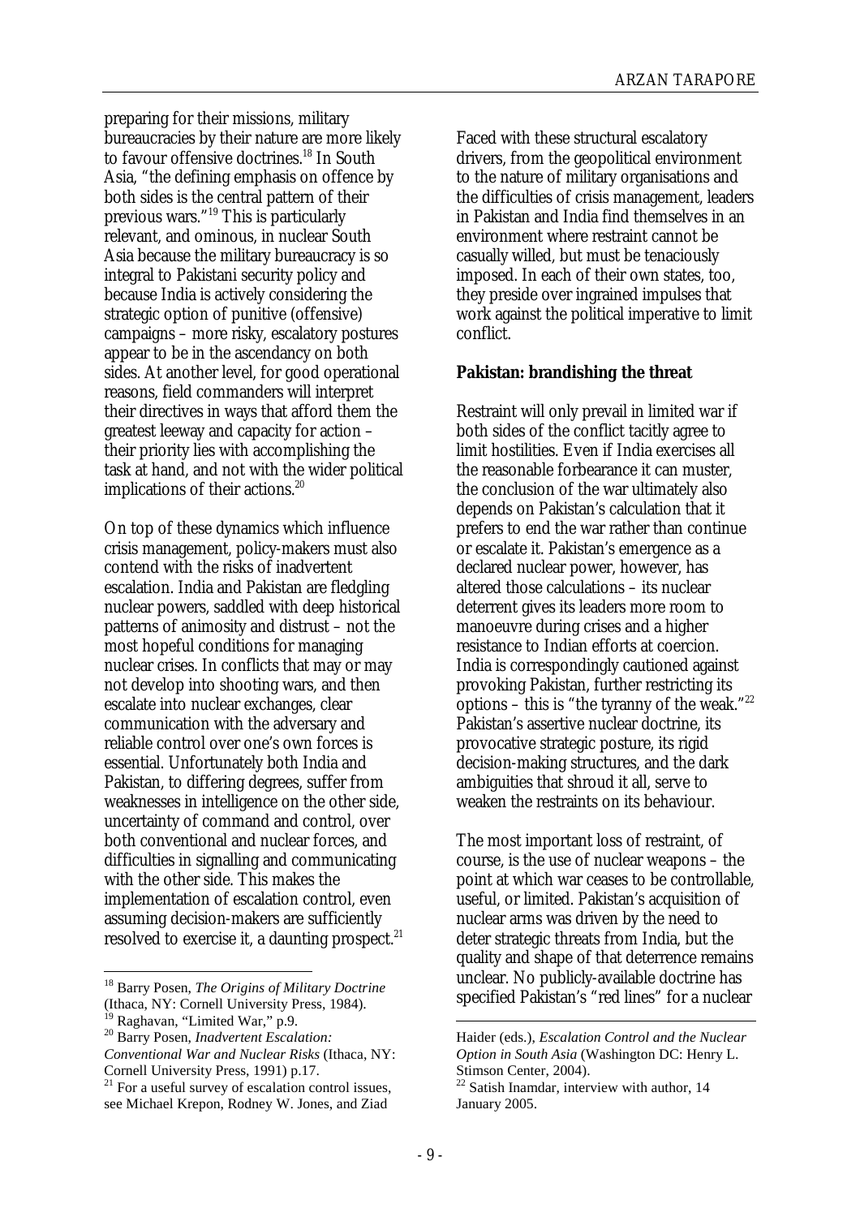preparing for their missions, military bureaucracies by their nature are more likely to favour offensive doctrines.[18] In South Asia, "the defining emphasis on offence by both sides is the central pattern of their previous wars."[19] This is particularly relevant, and ominous, in nuclear South Asia because the military bureaucracy is so integral to Pakistani security policy and because India is actively considering the strategic option of punitive (offensive) campaigns – more risky, escalatory postures appear to be in the ascendancy on both sides. At another level, for good operational reasons, field commanders will interpret their directives in ways that afford them the greatest leeway and capacity for action – their priority lies with accomplishing the task at hand, and not with the wider political implications of their actions.[20]

On top of these dynamics which influence crisis management, policy-makers must also contend with the risks of inadvertent escalation. India and Pakistan are fledgling nuclear powers, saddled with deep historical patterns of animosity and distrust – not the most hopeful conditions for managing nuclear crises. In conflicts that may or may not develop into shooting wars, and then escalate into nuclear exchanges, clear communication with the adversary and reliable control over one's own forces is essential. Unfortunately both India and Pakistan, to differing degrees, suffer from weaknesses in intelligence on the other side, uncertainty of command and control, over both conventional and nuclear forces, and difficulties in signalling and communicating with the other side. This makes the implementation of escalation control, even assuming decision-makers are sufficiently resolved to exercise it, a daunting prospect.[21]

Faced with these structural escalatory drivers, from the geopolitical environment to the nature of military organisations and the difficulties of crisis management, leaders in Pakistan and India find themselves in an environment where restraint cannot be casually willed, but must be tenaciously imposed. In each of their own states, too, they preside over ingrained impulses that work against the political imperative to limit conflict.

**Pakistan: brandishing the threat**

Restraint will only prevail in limited war if both sides of the conflict tacitly agree to limit hostilities. Even if India exercises all the reasonable forbearance it can muster, the conclusion of the war ultimately also depends on Pakistan's calculation that it prefers to end the war rather than continue or escalate it. Pakistan's emergence as a declared nuclear power, however, has altered those calculations – its nuclear deterrent gives its leaders more room to manoeuvre during crises and a higher resistance to Indian efforts at coercion. India is correspondingly cautioned against provoking Pakistan, further restricting its options – this is "the tyranny of the weak."[22] Pakistan's assertive nuclear doctrine, its provocative strategic posture, its rigid decision-making structures, and the dark ambiguities that shroud it all, serve to weaken the restraints on its behaviour.

The most important loss of restraint, of course, is the use of nuclear weapons – the point at which war ceases to be controllable, useful, or limited. Pakistan's acquisition of nuclear arms was driven by the need to deter strategic threats from India, but the quality and shape of that deterrence remains unclear. No publicly-available doctrine has specified Pakistan's "red lines" for a nuclear

---

[18] Barry Posen, *The Origins of Military Doctrine* (Ithaca, NY: Cornell University Press, 1984).

[19] Raghavan, "Limited War," p.9.

[20] Barry Posen, *Inadvertent Escalation: Conventional War and Nuclear Risks* (Ithaca, NY: Cornell University Press, 1991) p.17.

[21] For a useful survey of escalation control issues, see Michael Krepon, Rodney W. Jones, and Ziad Haider (eds.), *Escalation Control and the Nuclear Option in South Asia* (Washington DC: Henry L. Stimson Center, 2004).

[22] Satish Inamdar, interview with author, 14 January 2005.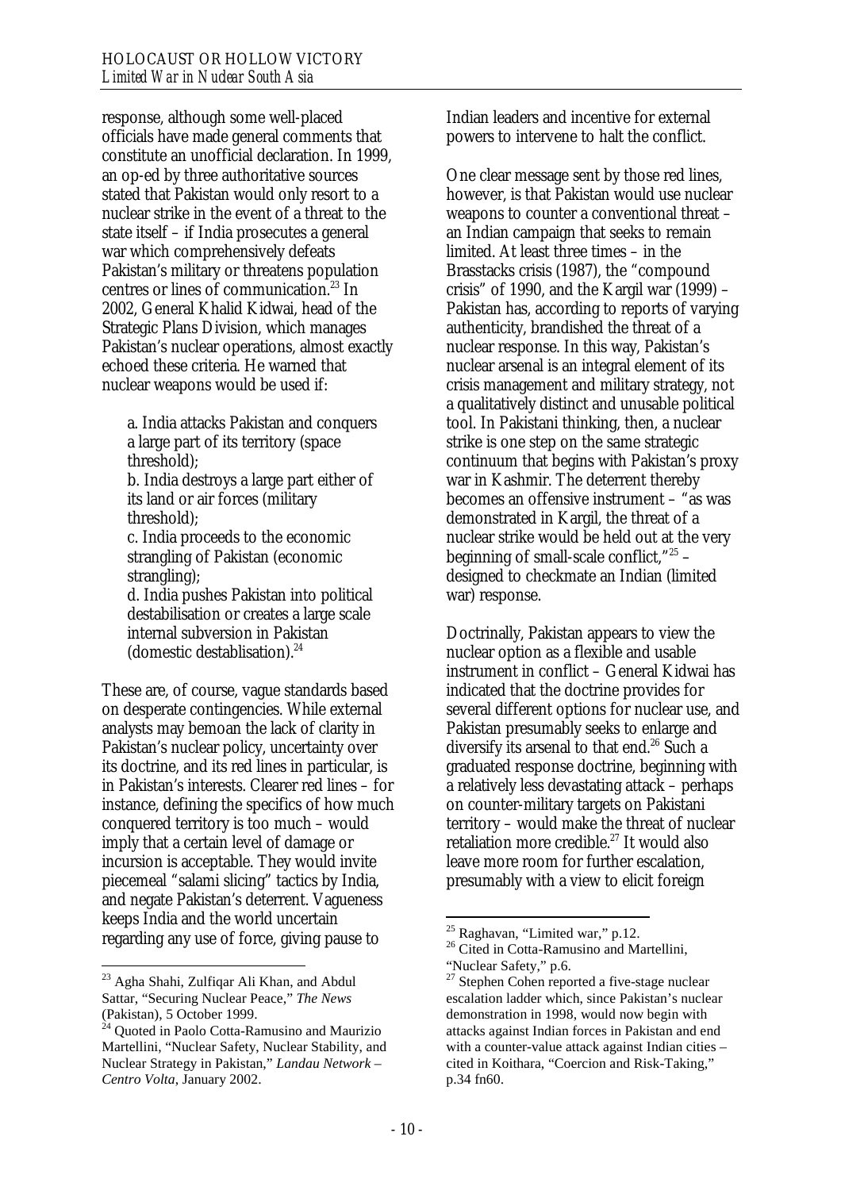response, although some well-placed officials have made general comments that constitute an unofficial declaration. In 1999, an op-ed by three authoritative sources stated that Pakistan would only resort to a nuclear strike in the event of a threat to the state itself – if India prosecutes a general war which comprehensively defeats Pakistan's military or threatens population centres or lines of communication.[23] In 2002, General Khalid Kidwai, head of the Strategic Plans Division, which manages Pakistan's nuclear operations, almost exactly echoed these criteria. He warned that nuclear weapons would be used if:

> a. India attacks Pakistan and conquers a large part of its territory (space threshold);
> b. India destroys a large part either of its land or air forces (military threshold);
> c. India proceeds to the economic strangling of Pakistan (economic strangling);
> d. India pushes Pakistan into political destabilisation or creates a large scale internal subversion in Pakistan (domestic destablisation).[24]

These are, of course, vague standards based on desperate contingencies. While external analysts may bemoan the lack of clarity in Pakistan's nuclear policy, uncertainty over its doctrine, and its red lines in particular, is in Pakistan's interests. Clearer red lines – for instance, defining the specifics of how much conquered territory is too much – would imply that a certain level of damage or incursion is acceptable. They would invite piecemeal "salami slicing" tactics by India, and negate Pakistan's deterrent. Vagueness keeps India and the world uncertain regarding any use of force, giving pause to Indian leaders and incentive for external powers to intervene to halt the conflict.

One clear message sent by those red lines, however, is that Pakistan would use nuclear weapons to counter a conventional threat – an Indian campaign that seeks to remain limited. At least three times – in the Brasstacks crisis (1987), the "compound crisis" of 1990, and the Kargil war (1999) – Pakistan has, according to reports of varying authenticity, brandished the threat of a nuclear response. In this way, Pakistan's nuclear arsenal is an integral element of its crisis management and military strategy, not a qualitatively distinct and unusable political tool. In Pakistani thinking, then, a nuclear strike is one step on the same strategic continuum that begins with Pakistan's proxy war in Kashmir. The deterrent thereby becomes an offensive instrument – "as was demonstrated in Kargil, the threat of a nuclear strike would be held out at the very beginning of small-scale conflict,"[25] – designed to checkmate an Indian (limited war) response.

Doctrinally, Pakistan appears to view the nuclear option as a flexible and usable instrument in conflict – General Kidwai has indicated that the doctrine provides for several different options for nuclear use, and Pakistan presumably seeks to enlarge and diversify its arsenal to that end.[26] Such a graduated response doctrine, beginning with a relatively less devastating attack – perhaps on counter-military targets on Pakistani territory – would make the threat of nuclear retaliation more credible.[27] It would also leave more room for further escalation, presumably with a view to elicit foreign

---

[23] Agha Shahi, Zulfiqar Ali Khan, and Abdul Sattar, "Securing Nuclear Peace," *The News* (Pakistan), 5 October 1999.

[24] Quoted in Paolo Cotta-Ramusino and Maurizio Martellini, "Nuclear Safety, Nuclear Stability, and Nuclear Strategy in Pakistan," *Landau Network – Centro Volta*, January 2002.

[25] Raghavan, "Limited war," p.12.

[26] Cited in Cotta-Ramusino and Martellini, "Nuclear Safety," p.6.

[27] Stephen Cohen reported a five-stage nuclear escalation ladder which, since Pakistan's nuclear demonstration in 1998, would now begin with attacks against Indian forces in Pakistan and end with a counter-value attack against Indian cities – cited in Koithara, "Coercion and Risk-Taking," p.34 fn60.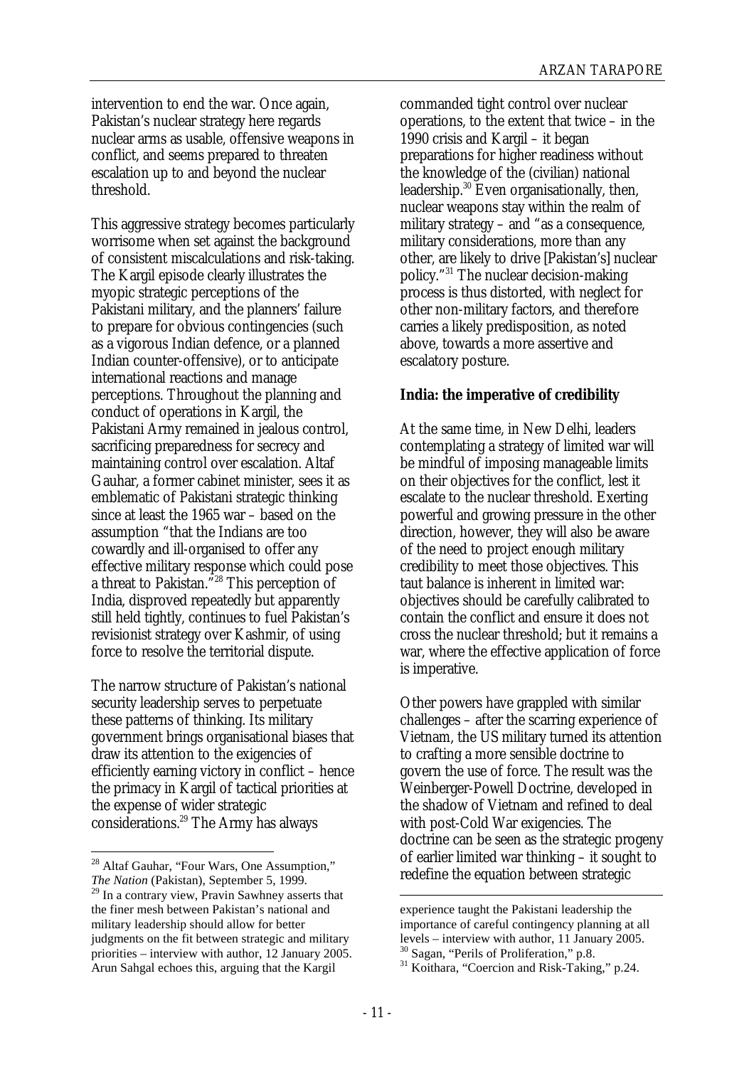intervention to end the war. Once again, Pakistan's nuclear strategy here regards nuclear arms as usable, offensive weapons in conflict, and seems prepared to threaten escalation up to and beyond the nuclear threshold.

This aggressive strategy becomes particularly worrisome when set against the background of consistent miscalculations and risk-taking. The Kargil episode clearly illustrates the myopic strategic perceptions of the Pakistani military, and the planners' failure to prepare for obvious contingencies (such as a vigorous Indian defence, or a planned Indian counter-offensive), or to anticipate international reactions and manage perceptions. Throughout the planning and conduct of operations in Kargil, the Pakistani Army remained in jealous control, sacrificing preparedness for secrecy and maintaining control over escalation. Altaf Gauhar, a former cabinet minister, sees it as emblematic of Pakistani strategic thinking since at least the 1965 war – based on the assumption "that the Indians are too cowardly and ill-organised to offer any effective military response which could pose a threat to Pakistan."[28] This perception of India, disproved repeatedly but apparently still held tightly, continues to fuel Pakistan's revisionist strategy over Kashmir, of using force to resolve the territorial dispute.

The narrow structure of Pakistan's national security leadership serves to perpetuate these patterns of thinking. Its military government brings organisational biases that draw its attention to the exigencies of efficiently earning victory in conflict – hence the primacy in Kargil of tactical priorities at the expense of wider strategic considerations.[29] The Army has always commanded tight control over nuclear operations, to the extent that twice – in the 1990 crisis and Kargil – it began preparations for higher readiness without the knowledge of the (civilian) national leadership.[30] Even organisationally, then, nuclear weapons stay within the realm of military strategy – and "as a consequence, military considerations, more than any other, are likely to drive [Pakistan's] nuclear policy."[31] The nuclear decision-making process is thus distorted, with neglect for other non-military factors, and therefore carries a likely predisposition, as noted above, towards a more assertive and escalatory posture.

**India: the imperative of credibility**

At the same time, in New Delhi, leaders contemplating a strategy of limited war will be mindful of imposing manageable limits on their objectives for the conflict, lest it escalate to the nuclear threshold. Exerting powerful and growing pressure in the other direction, however, they will also be aware of the need to project enough military credibility to meet those objectives. This taut balance is inherent in limited war: objectives should be carefully calibrated to contain the conflict and ensure it does not cross the nuclear threshold; but it remains a war, where the effective application of force is imperative.

Other powers have grappled with similar challenges – after the scarring experience of Vietnam, the US military turned its attention to crafting a more sensible doctrine to govern the use of force. The result was the Weinberger-Powell Doctrine, developed in the shadow of Vietnam and refined to deal with post-Cold War exigencies. The doctrine can be seen as the strategic progeny of earlier limited war thinking – it sought to redefine the equation between strategic

---

[28] Altaf Gauhar, "Four Wars, One Assumption," *The Nation* (Pakistan), September 5, 1999.

[29] In a contrary view, Pravin Sawhney asserts that the finer mesh between Pakistan's national and military leadership should allow for better judgments on the fit between strategic and military priorities – interview with author, 12 January 2005. Arun Sahgal echoes this, arguing that the Kargil experience taught the Pakistani leadership the importance of careful contingency planning at all levels – interview with author, 11 January 2005.

[30] Sagan, "Perils of Proliferation," p.8.

[31] Koithara, "Coercion and Risk-Taking," p.24.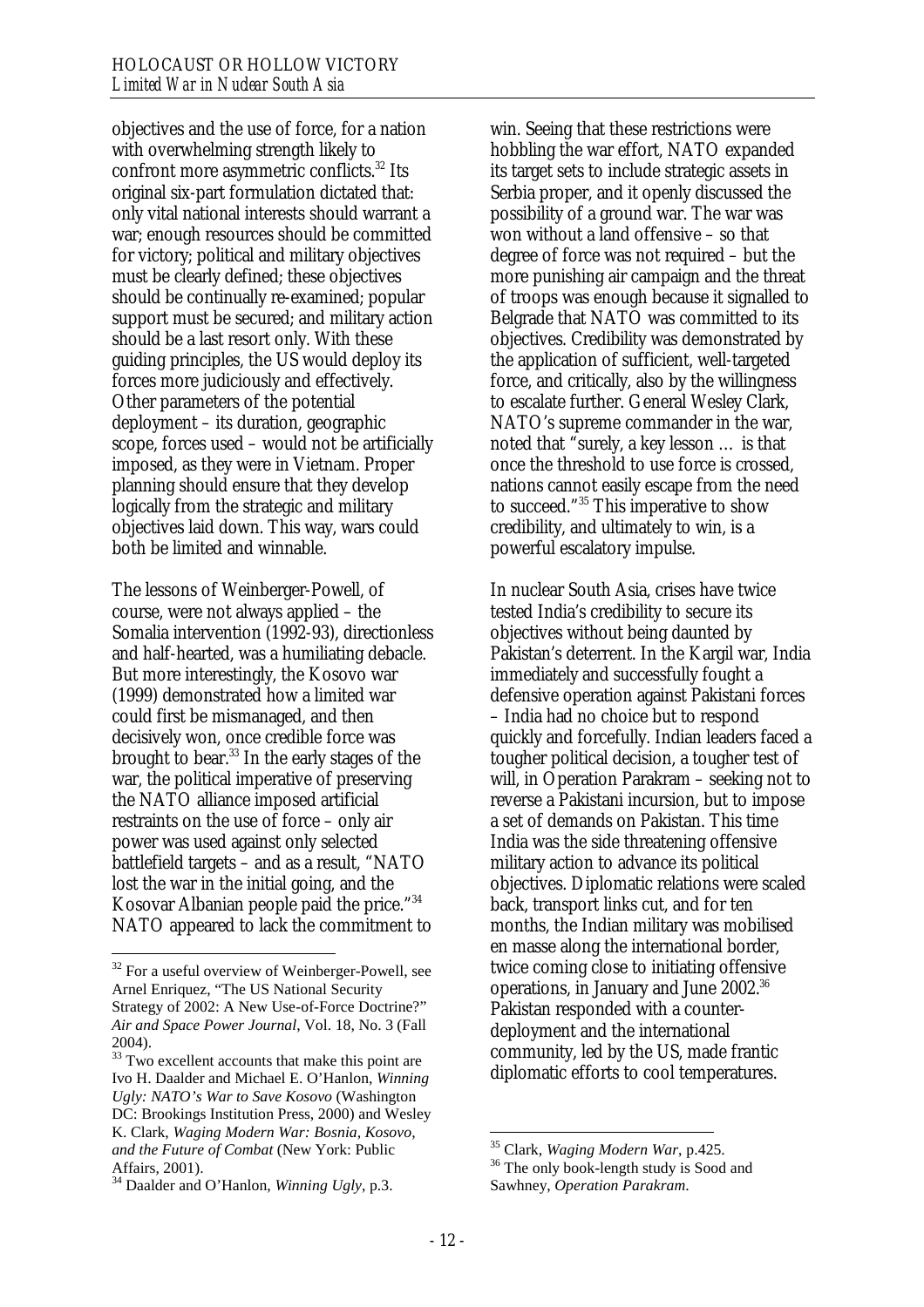objectives and the use of force, for a nation with overwhelming strength likely to confront more asymmetric conflicts.[32] Its original six-part formulation dictated that: only vital national interests should warrant a war; enough resources should be committed for victory; political and military objectives must be clearly defined; these objectives should be continually re-examined; popular support must be secured; and military action should be a last resort only. With these guiding principles, the US would deploy its forces more judiciously and effectively. Other parameters of the potential deployment – its duration, geographic scope, forces used – would not be artificially imposed, as they were in Vietnam. Proper planning should ensure that they develop logically from the strategic and military objectives laid down. This way, wars could both be limited and winnable.

The lessons of Weinberger-Powell, of course, were not always applied – the Somalia intervention (1992-93), directionless and half-hearted, was a humiliating debacle. But more interestingly, the Kosovo war (1999) demonstrated how a limited war could first be mismanaged, and then decisively won, once credible force was brought to bear.[33] In the early stages of the war, the political imperative of preserving the NATO alliance imposed artificial restraints on the use of force – only air power was used against only selected battlefield targets – and as a result, "NATO lost the war in the initial going, and the Kosovar Albanian people paid the price."[34] NATO appeared to lack the commitment to win. Seeing that these restrictions were hobbling the war effort, NATO expanded its target sets to include strategic assets in Serbia proper, and it openly discussed the possibility of a ground war. The war was won without a land offensive – so that degree of force was not required – but the more punishing air campaign and the threat of troops was enough because it signalled to Belgrade that NATO was committed to its objectives. Credibility was demonstrated by the application of sufficient, well-targeted force, and critically, also by the willingness to escalate further. General Wesley Clark, NATO's supreme commander in the war, noted that "surely, a key lesson … is that once the threshold to use force is crossed, nations cannot easily escape from the need to succeed."[35] This imperative to show credibility, and ultimately to win, is a powerful escalatory impulse.

In nuclear South Asia, crises have twice tested India's credibility to secure its objectives without being daunted by Pakistan's deterrent. In the Kargil war, India immediately and successfully fought a defensive operation against Pakistani forces – India had no choice but to respond quickly and forcefully. Indian leaders faced a tougher political decision, a tougher test of will, in Operation Parakram – seeking not to reverse a Pakistani incursion, but to impose a set of demands on Pakistan. This time India was the side threatening offensive military action to advance its political objectives. Diplomatic relations were scaled back, transport links cut, and for ten months, the Indian military was mobilised en masse along the international border, twice coming close to initiating offensive operations, in January and June 2002.[36] Pakistan responded with a counter-deployment and the international community, led by the US, made frantic diplomatic efforts to cool temperatures.

---

[32] For a useful overview of Weinberger-Powell, see Arnel Enriquez, "The US National Security Strategy of 2002: A New Use-of-Force Doctrine?" *Air and Space Power Journal*, Vol. 18, No. 3 (Fall 2004).

[33] Two excellent accounts that make this point are Ivo H. Daalder and Michael E. O'Hanlon, *Winning Ugly: NATO's War to Save Kosovo* (Washington DC: Brookings Institution Press, 2000) and Wesley K. Clark, *Waging Modern War: Bosnia, Kosovo, and the Future of Combat* (New York: Public Affairs, 2001).

[34] Daalder and O'Hanlon, *Winning Ugly*, p.3.

[35] Clark, *Waging Modern War*, p.425.

[36] The only book-length study is Sood and Sawhney, *Operation Parakram*.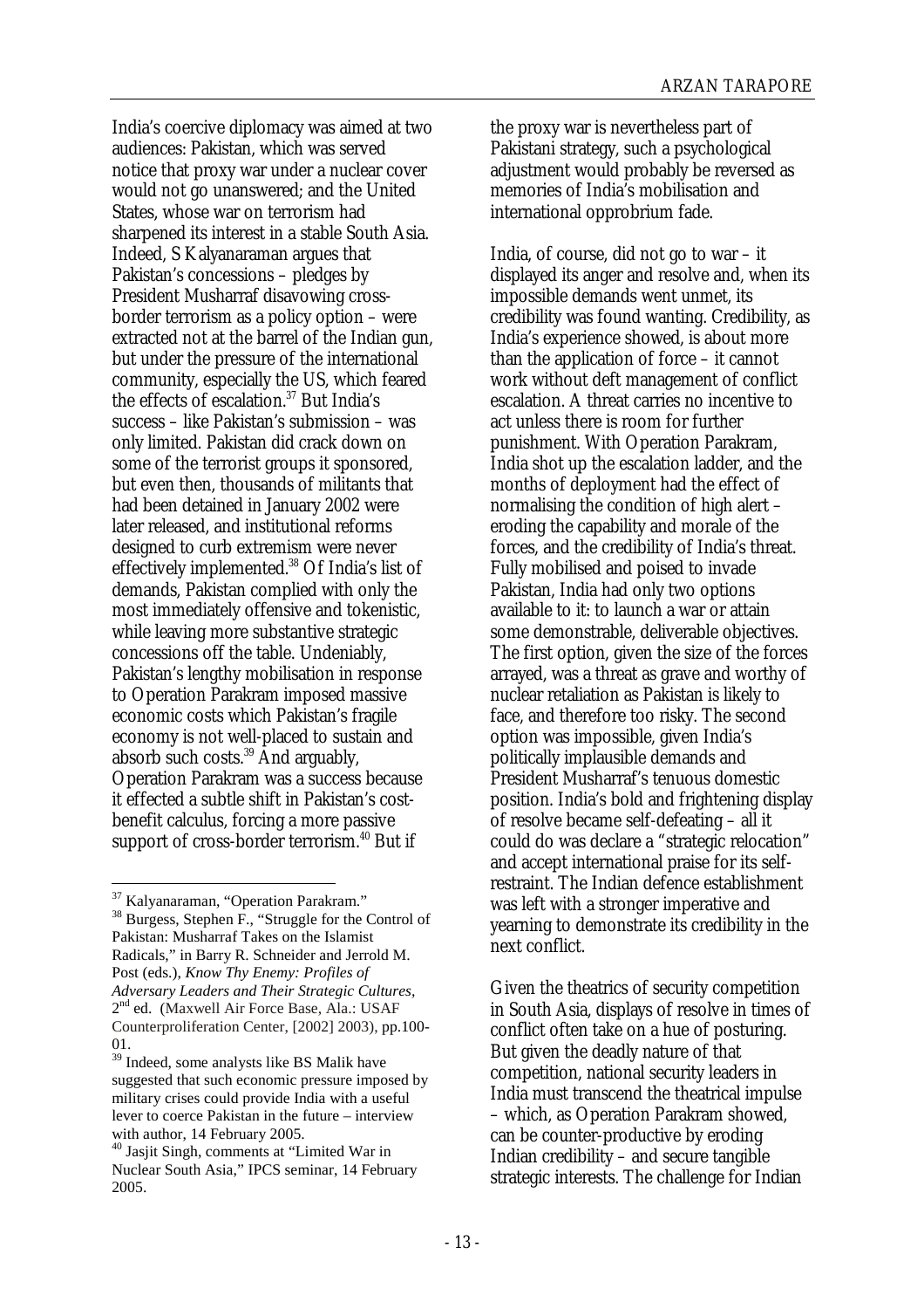India's coercive diplomacy was aimed at two audiences: Pakistan, which was served notice that proxy war under a nuclear cover would not go unanswered; and the United States, whose war on terrorism had sharpened its interest in a stable South Asia. Indeed, S Kalyanaraman argues that Pakistan's concessions – pledges by President Musharraf disavowing cross-border terrorism as a policy option – were extracted not at the barrel of the Indian gun, but under the pressure of the international community, especially the US, which feared the effects of escalation.[37] But India's success – like Pakistan's submission – was only limited. Pakistan did crack down on some of the terrorist groups it sponsored, but even then, thousands of militants that had been detained in January 2002 were later released, and institutional reforms designed to curb extremism were never effectively implemented.[38] Of India's list of demands, Pakistan complied with only the most immediately offensive and tokenistic, while leaving more substantive strategic concessions off the table. Undeniably, Pakistan's lengthy mobilisation in response to Operation Parakram imposed massive economic costs which Pakistan's fragile economy is not well-placed to sustain and absorb such costs.[39] And arguably, Operation Parakram was a success because it effected a subtle shift in Pakistan's cost-benefit calculus, forcing a more passive support of cross-border terrorism.[40] But if the proxy war is nevertheless part of Pakistani strategy, such a psychological adjustment would probably be reversed as memories of India's mobilisation and international opprobrium fade.

India, of course, did not go to war – it displayed its anger and resolve and, when its impossible demands went unmet, its credibility was found wanting. Credibility, as India's experience showed, is about more than the application of force – it cannot work without deft management of conflict escalation. A threat carries no incentive to act unless there is room for further punishment. With Operation Parakram, India shot up the escalation ladder, and the months of deployment had the effect of normalising the condition of high alert – eroding the capability and morale of the forces, and the credibility of India's threat. Fully mobilised and poised to invade Pakistan, India had only two options available to it: to launch a war or attain some demonstrable, deliverable objectives. The first option, given the size of the forces arrayed, was a threat as grave and worthy of nuclear retaliation as Pakistan is likely to face, and therefore too risky. The second option was impossible, given India's politically implausible demands and President Musharraf's tenuous domestic position. India's bold and frightening display of resolve became self-defeating – all it could do was declare a "strategic relocation" and accept international praise for its self-restraint. The Indian defence establishment was left with a stronger imperative and yearning to demonstrate its credibility in the next conflict.

Given the theatrics of security competition in South Asia, displays of resolve in times of conflict often take on a hue of posturing. But given the deadly nature of that competition, national security leaders in India must transcend the theatrical impulse – which, as Operation Parakram showed, can be counter-productive by eroding Indian credibility – and secure tangible strategic interests. The challenge for Indian

---

[37] Kalyanaraman, "Operation Parakram."

[38] Burgess, Stephen F., "Struggle for the Control of Pakistan: Musharraf Takes on the Islamist Radicals," in Barry R. Schneider and Jerrold M. Post (eds.), *Know Thy Enemy: Profiles of Adversary Leaders and Their Strategic Cultures*, 2nd ed. (Maxwell Air Force Base, Ala.: USAF Counterproliferation Center, [2002] 2003), pp.100-01.

[39] Indeed, some analysts like BS Malik have suggested that such economic pressure imposed by military crises could provide India with a useful lever to coerce Pakistan in the future – interview with author, 14 February 2005.

[40] Jasjit Singh, comments at "Limited War in Nuclear South Asia," IPCS seminar, 14 February 2005.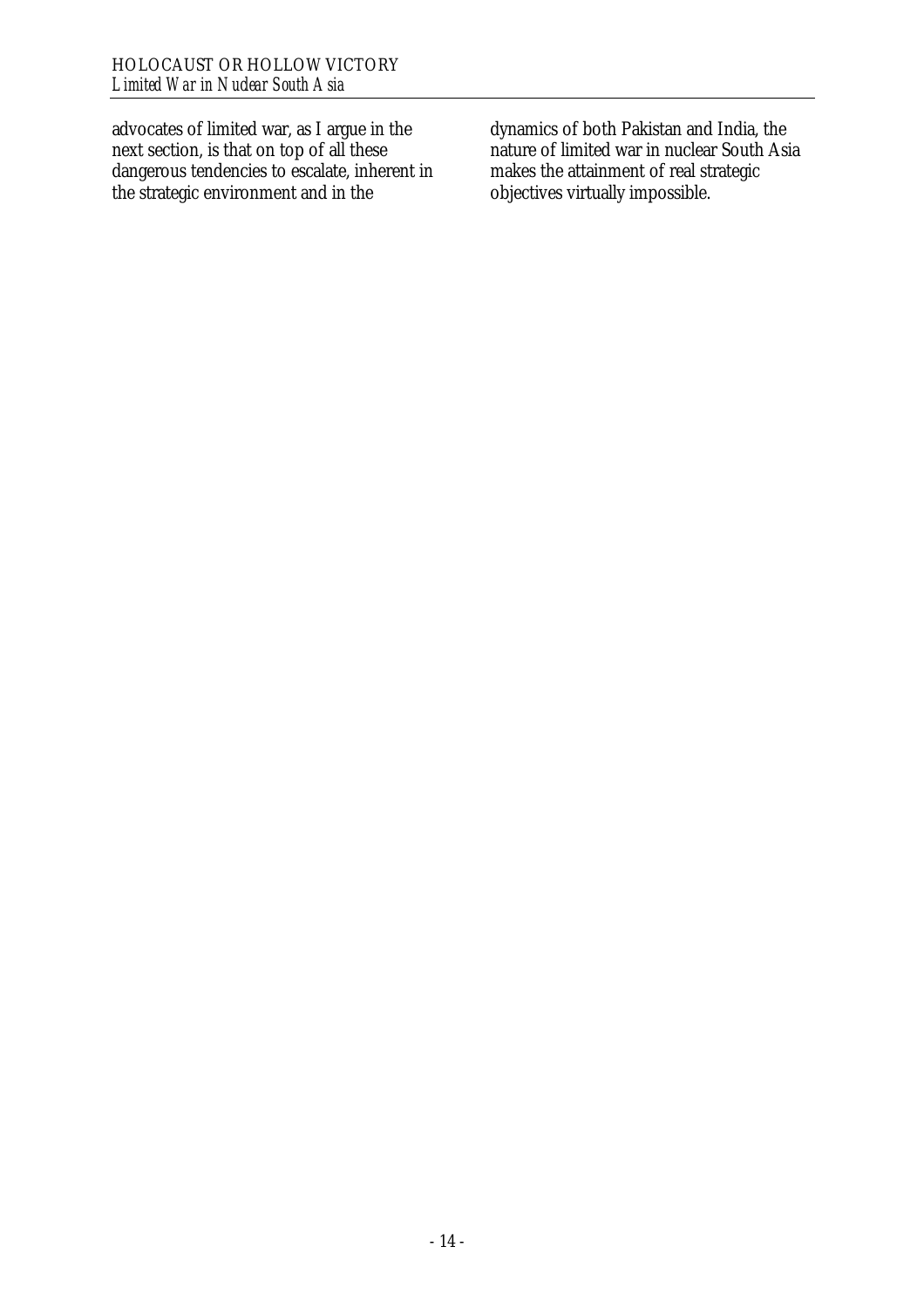advocates of limited war, as I argue in the next section, is that on top of all these dangerous tendencies to escalate, inherent in the strategic environment and in the dynamics of both Pakistan and India, the nature of limited war in nuclear South Asia makes the attainment of real strategic objectives virtually impossible.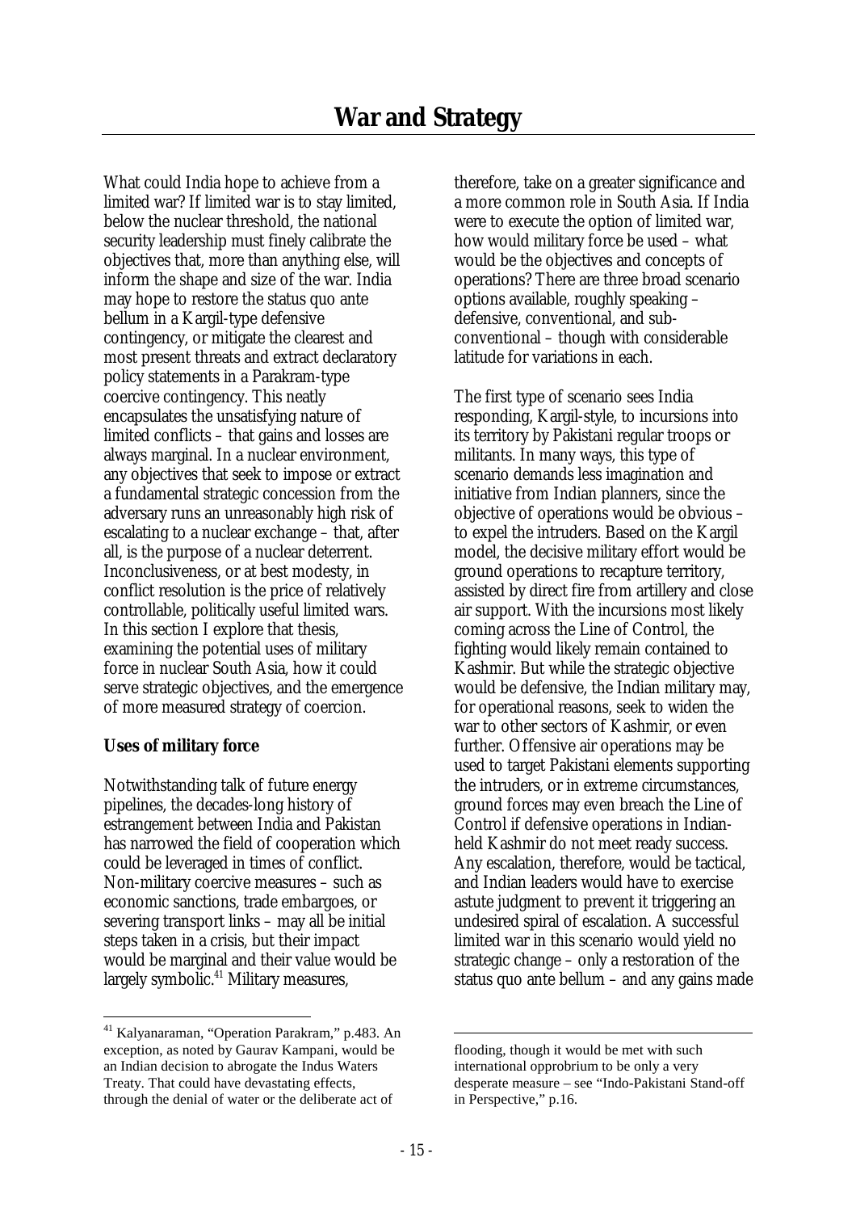# War and Strategy

What could India hope to achieve from a limited war? If limited war is to stay limited, below the nuclear threshold, the national security leadership must finely calibrate the objectives that, more than anything else, will inform the shape and size of the war. India may hope to restore the status quo ante bellum in a Kargil-type defensive contingency, or mitigate the clearest and most present threats and extract declaratory policy statements in a Parakram-type coercive contingency. This neatly encapsulates the unsatisfying nature of limited conflicts – that gains and losses are always marginal. In a nuclear environment, any objectives that seek to impose or extract a fundamental strategic concession from the adversary runs an unreasonably high risk of escalating to a nuclear exchange – that, after all, is the purpose of a nuclear deterrent. Inconclusiveness, or at best modesty, in conflict resolution is the price of relatively controllable, politically useful limited wars. In this section I explore that thesis, examining the potential uses of military force in nuclear South Asia, how it could serve strategic objectives, and the emergence of more measured strategy of coercion.

**Uses of military force**

Notwithstanding talk of future energy pipelines, the decades-long history of estrangement between India and Pakistan has narrowed the field of cooperation which could be leveraged in times of conflict. Non-military coercive measures – such as economic sanctions, trade embargoes, or severing transport links – may all be initial steps taken in a crisis, but their impact would be marginal and their value would be largely symbolic.[41] Military measures, therefore, take on a greater significance and a more common role in South Asia. If India were to execute the option of limited war, how would military force be used – what would be the objectives and concepts of operations? There are three broad scenario options available, roughly speaking – defensive, conventional, and sub-conventional – though with considerable latitude for variations in each.

The first type of scenario sees India responding, Kargil-style, to incursions into its territory by Pakistani regular troops or militants. In many ways, this type of scenario demands less imagination and initiative from Indian planners, since the objective of operations would be obvious – to expel the intruders. Based on the Kargil model, the decisive military effort would be ground operations to recapture territory, assisted by direct fire from artillery and close air support. With the incursions most likely coming across the Line of Control, the fighting would likely remain contained to Kashmir. But while the strategic objective would be defensive, the Indian military may, for operational reasons, seek to widen the war to other sectors of Kashmir, or even further. Offensive air operations may be used to target Pakistani elements supporting the intruders, or in extreme circumstances, ground forces may even breach the Line of Control if defensive operations in Indian-held Kashmir do not meet ready success. Any escalation, therefore, would be tactical, and Indian leaders would have to exercise astute judgment to prevent it triggering an undesired spiral of escalation. A successful limited war in this scenario would yield no strategic change – only a restoration of the status quo ante bellum – and any gains made

---

[41] Kalyanaraman, "Operation Parakram," p.483. An exception, as noted by Gaurav Kampani, would be an Indian decision to abrogate the Indus Waters Treaty. That could have devastating effects, through the denial of water or the deliberate act of flooding, though it would be met with such international opprobrium to be only a very desperate measure – see "Indo-Pakistani Stand-off in Perspective," p.16.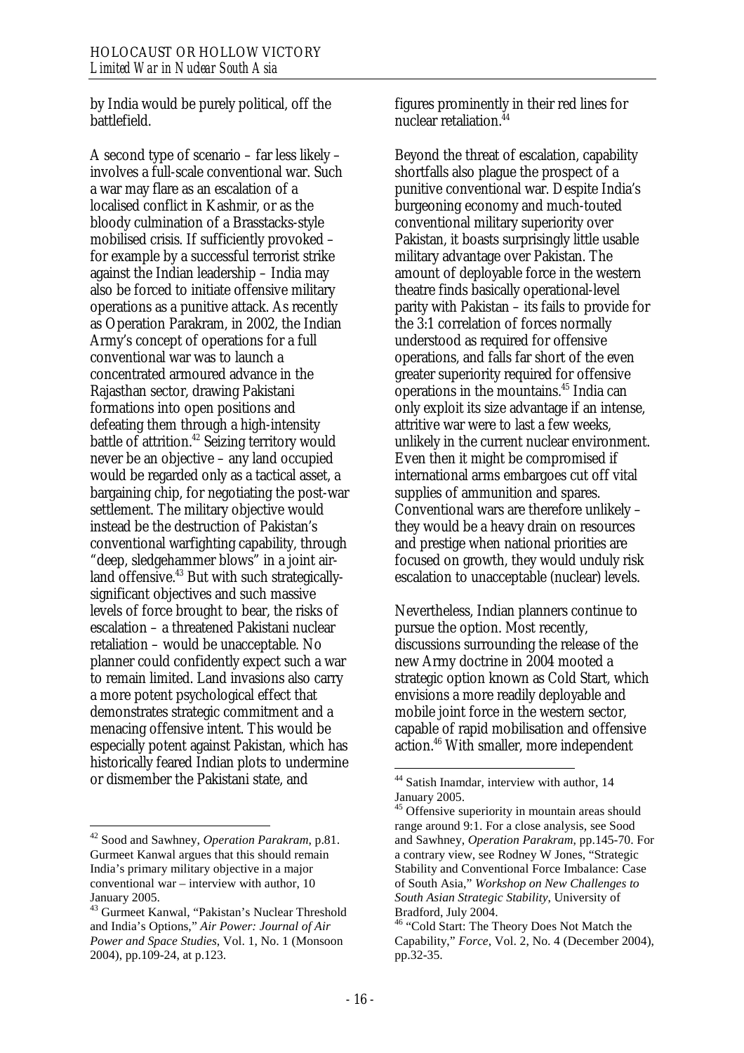by India would be purely political, off the battlefield.

A second type of scenario – far less likely – involves a full-scale conventional war. Such a war may flare as an escalation of a localised conflict in Kashmir, or as the bloody culmination of a Brasstacks-style mobilised crisis. If sufficiently provoked – for example by a successful terrorist strike against the Indian leadership – India may also be forced to initiate offensive military operations as a punitive attack. As recently as Operation Parakram, in 2002, the Indian Army's concept of operations for a full conventional war was to launch a concentrated armoured advance in the Rajasthan sector, drawing Pakistani formations into open positions and defeating them through a high-intensity battle of attrition.[42] Seizing territory would never be an objective – any land occupied would be regarded only as a tactical asset, a bargaining chip, for negotiating the post-war settlement. The military objective would instead be the destruction of Pakistan's conventional warfighting capability, through "deep, sledgehammer blows" in a joint air-land offensive.[43] But with such strategically-significant objectives and such massive levels of force brought to bear, the risks of escalation – a threatened Pakistani nuclear retaliation – would be unacceptable. No planner could confidently expect such a war to remain limited. Land invasions also carry a more potent psychological effect that demonstrates strategic commitment and a menacing offensive intent. This would be especially potent against Pakistan, which has historically feared Indian plots to undermine or dismember the Pakistani state, and figures prominently in their red lines for nuclear retaliation.[44]

Beyond the threat of escalation, capability shortfalls also plague the prospect of a punitive conventional war. Despite India's burgeoning economy and much-touted conventional military superiority over Pakistan, it boasts surprisingly little usable military advantage over Pakistan. The amount of deployable force in the western theatre finds basically operational-level parity with Pakistan – its fails to provide for the 3:1 correlation of forces normally understood as required for offensive operations, and falls far short of the even greater superiority required for offensive operations in the mountains.[45] India can only exploit its size advantage if an intense, attritive war were to last a few weeks, unlikely in the current nuclear environment. Even then it might be compromised if international arms embargoes cut off vital supplies of ammunition and spares. Conventional wars are therefore unlikely – they would be a heavy drain on resources and prestige when national priorities are focused on growth, they would unduly risk escalation to unacceptable (nuclear) levels.

Nevertheless, Indian planners continue to pursue the option. Most recently, discussions surrounding the release of the new Army doctrine in 2004 mooted a strategic option known as Cold Start, which envisions a more readily deployable and mobile joint force in the western sector, capable of rapid mobilisation and offensive action.[46] With smaller, more independent

---

[42] Sood and Sawhney, *Operation Parakram*, p.81. Gurmeet Kanwal argues that this should remain India's primary military objective in a major conventional war – interview with author, 10 January 2005.

[43] Gurmeet Kanwal, "Pakistan's Nuclear Threshold and India's Options," *Air Power: Journal of Air Power and Space Studies*, Vol. 1, No. 1 (Monsoon 2004), pp.109-24, at p.123.

[44] Satish Inamdar, interview with author, 14 January 2005.

[45] Offensive superiority in mountain areas should range around 9:1. For a close analysis, see Sood and Sawhney, *Operation Parakram*, pp.145-70. For a contrary view, see Rodney W Jones, "Strategic Stability and Conventional Force Imbalance: Case of South Asia," *Workshop on New Challenges to South Asian Strategic Stability*, University of Bradford, July 2004.

[46] "Cold Start: The Theory Does Not Match the Capability," *Force*, Vol. 2, No. 4 (December 2004), pp.32-35.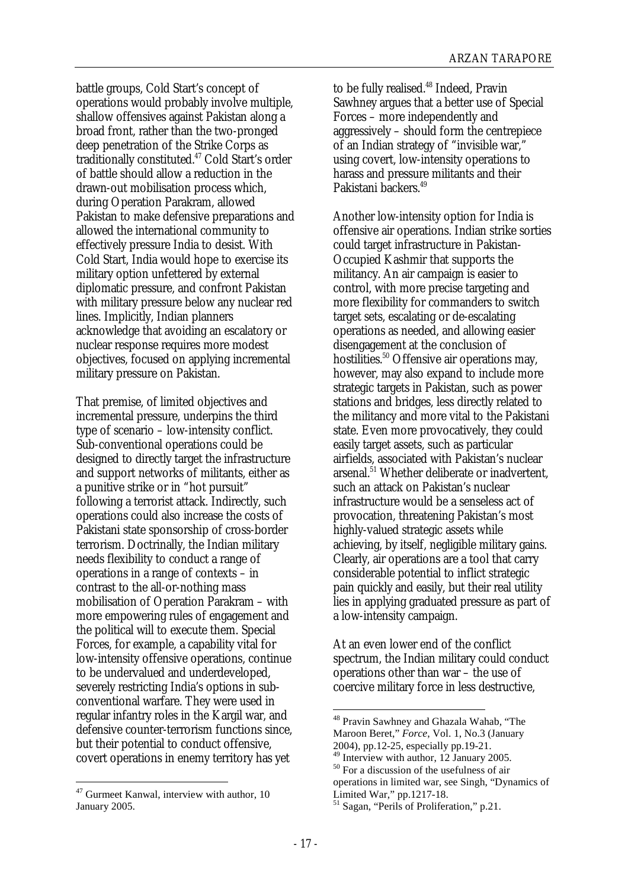battle groups, Cold Start's concept of operations would probably involve multiple, shallow offensives against Pakistan along a broad front, rather than the two-pronged deep penetration of the Strike Corps as traditionally constituted.[47] Cold Start's order of battle should allow a reduction in the drawn-out mobilisation process which, during Operation Parakram, allowed Pakistan to make defensive preparations and allowed the international community to effectively pressure India to desist. With Cold Start, India would hope to exercise its military option unfettered by external diplomatic pressure, and confront Pakistan with military pressure below any nuclear red lines. Implicitly, Indian planners acknowledge that avoiding an escalatory or nuclear response requires more modest objectives, focused on applying incremental military pressure on Pakistan.

That premise, of limited objectives and incremental pressure, underpins the third type of scenario – low-intensity conflict. Sub-conventional operations could be designed to directly target the infrastructure and support networks of militants, either as a punitive strike or in "hot pursuit" following a terrorist attack. Indirectly, such operations could also increase the costs of Pakistani state sponsorship of cross-border terrorism. Doctrinally, the Indian military needs flexibility to conduct a range of operations in a range of contexts – in contrast to the all-or-nothing mass mobilisation of Operation Parakram – with more empowering rules of engagement and the political will to execute them. Special Forces, for example, a capability vital for low-intensity offensive operations, continue to be undervalued and underdeveloped, severely restricting India's options in sub-conventional warfare. They were used in regular infantry roles in the Kargil war, and defensive counter-terrorism functions since, but their potential to conduct offensive, covert operations in enemy territory has yet to be fully realised.[48] Indeed, Pravin Sawhney argues that a better use of Special Forces – more independently and aggressively – should form the centrepiece of an Indian strategy of "invisible war," using covert, low-intensity operations to harass and pressure militants and their Pakistani backers.[49]

Another low-intensity option for India is offensive air operations. Indian strike sorties could target infrastructure in Pakistan-Occupied Kashmir that supports the militancy. An air campaign is easier to control, with more precise targeting and more flexibility for commanders to switch target sets, escalating or de-escalating operations as needed, and allowing easier disengagement at the conclusion of hostilities.[50] Offensive air operations may, however, may also expand to include more strategic targets in Pakistan, such as power stations and bridges, less directly related to the militancy and more vital to the Pakistani state. Even more provocatively, they could easily target assets, such as particular airfields, associated with Pakistan's nuclear arsenal.[51] Whether deliberate or inadvertent, such an attack on Pakistan's nuclear infrastructure would be a senseless act of provocation, threatening Pakistan's most highly-valued strategic assets while achieving, by itself, negligible military gains. Clearly, air operations are a tool that carry considerable potential to inflict strategic pain quickly and easily, but their real utility lies in applying graduated pressure as part of a low-intensity campaign.

At an even lower end of the conflict spectrum, the Indian military could conduct operations other than war – the use of coercive military force in less destructive,

---

[47] Gurmeet Kanwal, interview with author, 10 January 2005.

[48] Pravin Sawhney and Ghazala Wahab, "The Maroon Beret," *Force*, Vol. 1, No.3 (January 2004), pp.12-25, especially pp.19-21.

[49] Interview with author, 12 January 2005.

[50] For a discussion of the usefulness of air operations in limited war, see Singh, "Dynamics of Limited War," pp.1217-18.

[51] Sagan, "Perils of Proliferation," p.21.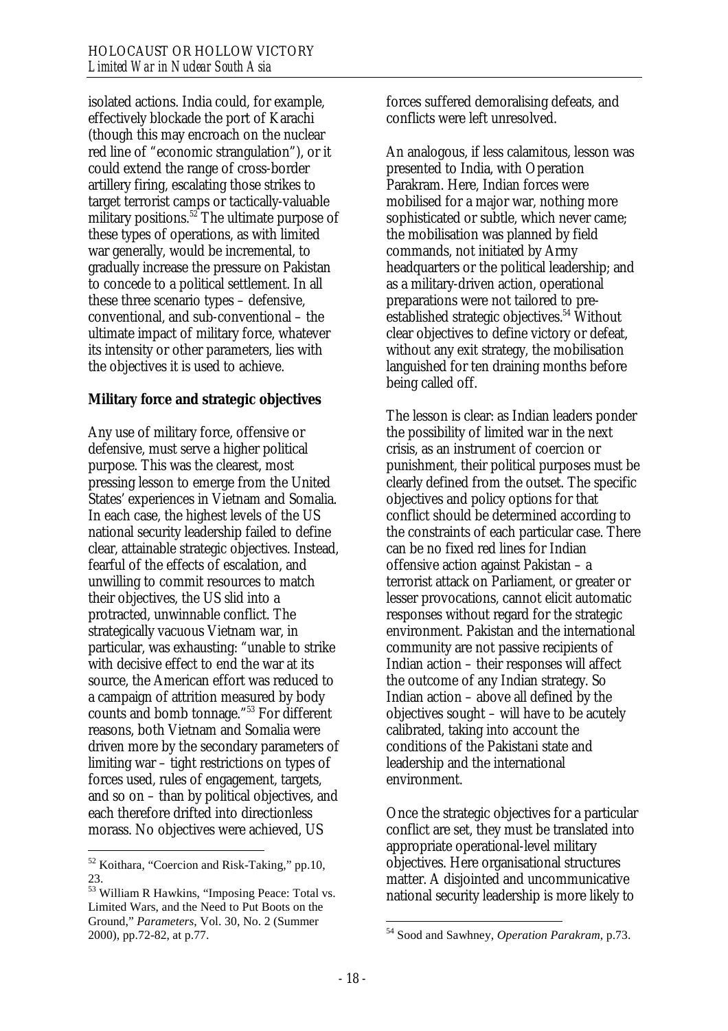isolated actions. India could, for example, effectively blockade the port of Karachi (though this may encroach on the nuclear red line of "economic strangulation"), or it could extend the range of cross-border artillery firing, escalating those strikes to target terrorist camps or tactically-valuable military positions.[52] The ultimate purpose of these types of operations, as with limited war generally, would be incremental, to gradually increase the pressure on Pakistan to concede to a political settlement. In all these three scenario types – defensive, conventional, and sub-conventional – the ultimate impact of military force, whatever its intensity or other parameters, lies with the objectives it is used to achieve.

**Military force and strategic objectives**

Any use of military force, offensive or defensive, must serve a higher political purpose. This was the clearest, most pressing lesson to emerge from the United States' experiences in Vietnam and Somalia. In each case, the highest levels of the US national security leadership failed to define clear, attainable strategic objectives. Instead, fearful of the effects of escalation, and unwilling to commit resources to match their objectives, the US slid into a protracted, unwinnable conflict. The strategically vacuous Vietnam war, in particular, was exhausting: "unable to strike with decisive effect to end the war at its source, the American effort was reduced to a campaign of attrition measured by body counts and bomb tonnage."[53] For different reasons, both Vietnam and Somalia were driven more by the secondary parameters of limiting war – tight restrictions on types of forces used, rules of engagement, targets, and so on – than by political objectives, and each therefore drifted into directionless morass. No objectives were achieved, US forces suffered demoralising defeats, and conflicts were left unresolved.

An analogous, if less calamitous, lesson was presented to India, with Operation Parakram. Here, Indian forces were mobilised for a major war, nothing more sophisticated or subtle, which never came; the mobilisation was planned by field commands, not initiated by Army headquarters or the political leadership; and as a military-driven action, operational preparations were not tailored to pre-established strategic objectives.[54] Without clear objectives to define victory or defeat, without any exit strategy, the mobilisation languished for ten draining months before being called off.

The lesson is clear: as Indian leaders ponder the possibility of limited war in the next crisis, as an instrument of coercion or punishment, their political purposes must be clearly defined from the outset. The specific objectives and policy options for that conflict should be determined according to the constraints of each particular case. There can be no fixed red lines for Indian offensive action against Pakistan – a terrorist attack on Parliament, or greater or lesser provocations, cannot elicit automatic responses without regard for the strategic environment. Pakistan and the international community are not passive recipients of Indian action – their responses will affect the outcome of any Indian strategy. So Indian action – above all defined by the objectives sought – will have to be acutely calibrated, taking into account the conditions of the Pakistani state and leadership and the international environment.

Once the strategic objectives for a particular conflict are set, they must be translated into appropriate operational-level military objectives. Here organisational structures matter. A disjointed and uncommunicative national security leadership is more likely to

---

[52] Koithara, "Coercion and Risk-Taking," pp.10, 23.

[53] William R Hawkins, "Imposing Peace: Total vs. Limited Wars, and the Need to Put Boots on the Ground," *Parameters*, Vol. 30, No. 2 (Summer 2000), pp.72-82, at p.77.

[54] Sood and Sawhney, *Operation Parakram*, p.73.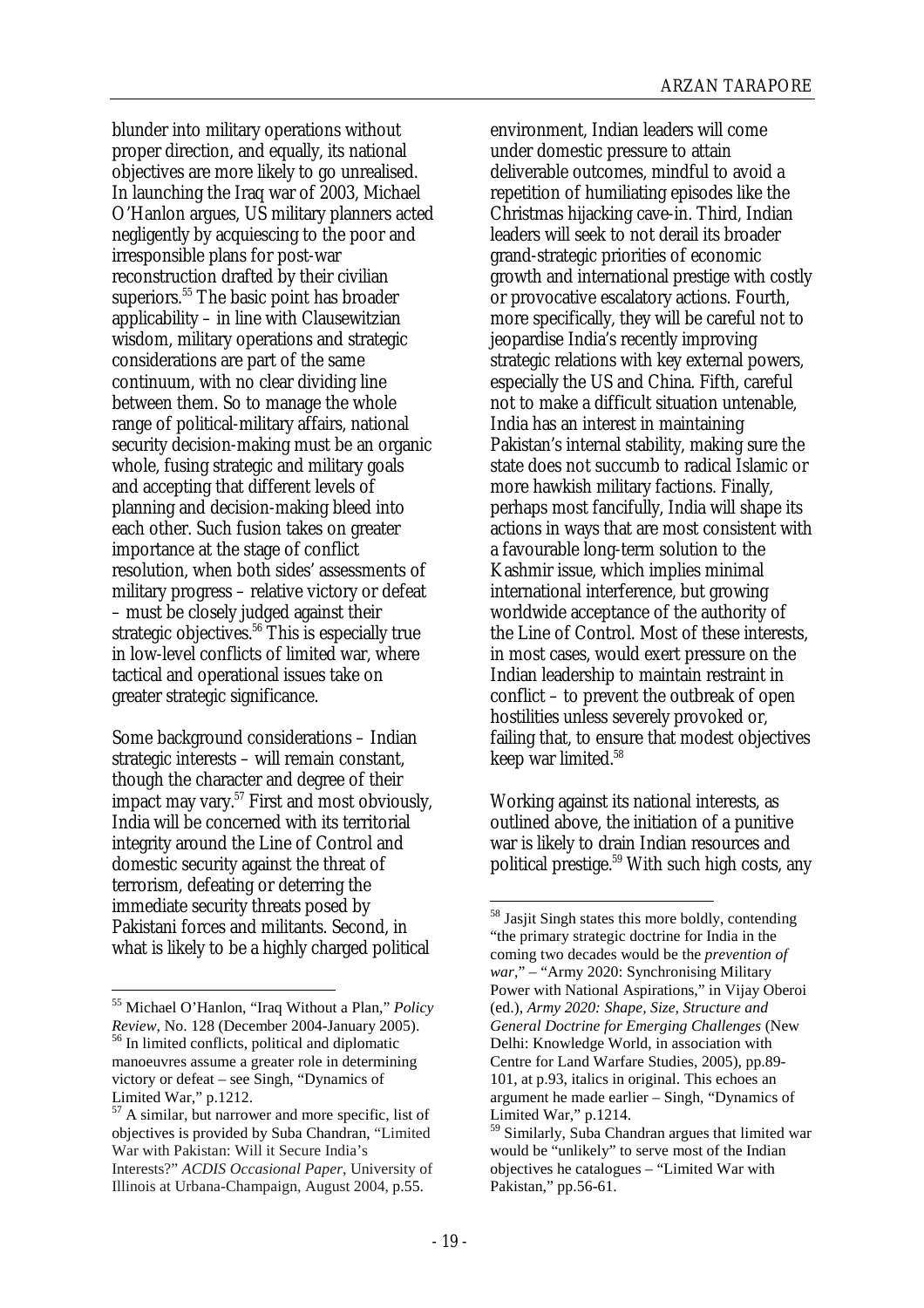blunder into military operations without proper direction, and equally, its national objectives are more likely to go unrealised. In launching the Iraq war of 2003, Michael O'Hanlon argues, US military planners acted negligently by acquiescing to the poor and irresponsible plans for post-war reconstruction drafted by their civilian superiors.[55] The basic point has broader applicability – in line with Clausewitzian wisdom, military operations and strategic considerations are part of the same continuum, with no clear dividing line between them. So to manage the whole range of political-military affairs, national security decision-making must be an organic whole, fusing strategic and military goals and accepting that different levels of planning and decision-making bleed into each other. Such fusion takes on greater importance at the stage of conflict resolution, when both sides' assessments of military progress – relative victory or defeat – must be closely judged against their strategic objectives.[56] This is especially true in low-level conflicts of limited war, where tactical and operational issues take on greater strategic significance.

Some background considerations – Indian strategic interests – will remain constant, though the character and degree of their impact may vary.[57] First and most obviously, India will be concerned with its territorial integrity around the Line of Control and domestic security against the threat of terrorism, defeating or deterring the immediate security threats posed by Pakistani forces and militants. Second, in what is likely to be a highly charged political environment, Indian leaders will come under domestic pressure to attain deliverable outcomes, mindful to avoid a repetition of humiliating episodes like the Christmas hijacking cave-in. Third, Indian leaders will seek to not derail its broader grand-strategic priorities of economic growth and international prestige with costly or provocative escalatory actions. Fourth, more specifically, they will be careful not to jeopardise India's recently improving strategic relations with key external powers, especially the US and China. Fifth, careful not to make a difficult situation untenable, India has an interest in maintaining Pakistan's internal stability, making sure the state does not succumb to radical Islamic or more hawkish military factions. Finally, perhaps most fancifully, India will shape its actions in ways that are most consistent with a favourable long-term solution to the Kashmir issue, which implies minimal international interference, but growing worldwide acceptance of the authority of the Line of Control. Most of these interests, in most cases, would exert pressure on the Indian leadership to maintain restraint in conflict – to prevent the outbreak of open hostilities unless severely provoked or, failing that, to ensure that modest objectives keep war limited.[58]

Working against its national interests, as outlined above, the initiation of a punitive war is likely to drain Indian resources and political prestige.[59] With such high costs, any

---

[55] Michael O'Hanlon, "Iraq Without a Plan," *Policy Review*, No. 128 (December 2004-January 2005).

[56] In limited conflicts, political and diplomatic manoeuvres assume a greater role in determining victory or defeat – see Singh, "Dynamics of Limited War," p.1212.

[57] A similar, but narrower and more specific, list of objectives is provided by Suba Chandran, "Limited War with Pakistan: Will it Secure India's Interests?" *ACDIS Occasional Paper*, University of Illinois at Urbana-Champaign, August 2004, p.55.

[58] Jasjit Singh states this more boldly, contending "the primary strategic doctrine for India in the coming two decades would be the *prevention of war*," – "Army 2020: Synchronising Military Power with National Aspirations," in Vijay Oberoi (ed.), *Army 2020: Shape, Size, Structure and General Doctrine for Emerging Challenges* (New Delhi: Knowledge World, in association with Centre for Land Warfare Studies, 2005), pp.89-101, at p.93, italics in original. This echoes an argument he made earlier – Singh, "Dynamics of Limited War," p.1214.

[59] Similarly, Suba Chandran argues that limited war would be "unlikely" to serve most of the Indian objectives he catalogues – "Limited War with Pakistan," pp.56-61.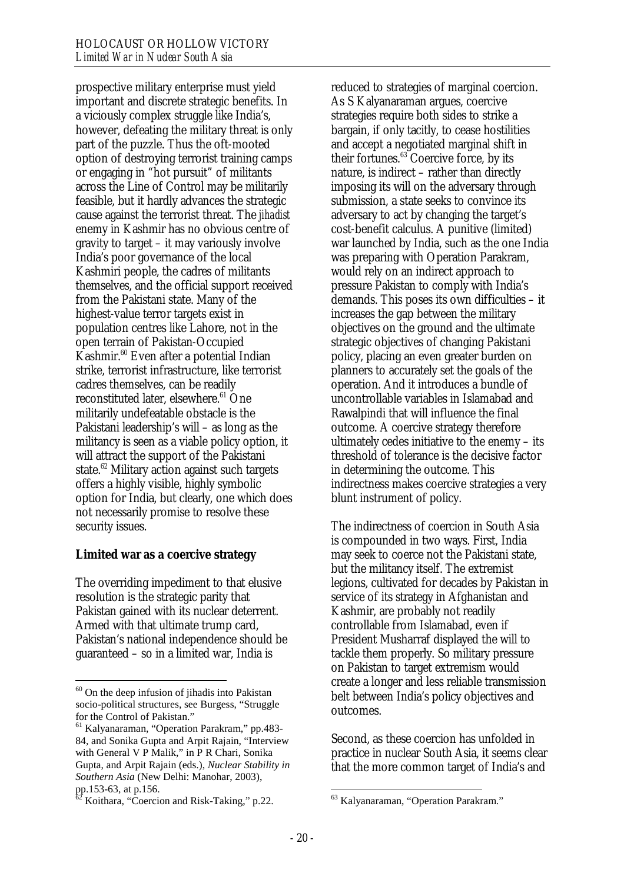prospective military enterprise must yield important and discrete strategic benefits. In a viciously complex struggle like India's, however, defeating the military threat is only part of the puzzle. Thus the oft-mooted option of destroying terrorist training camps or engaging in "hot pursuit" of militants across the Line of Control may be militarily feasible, but it hardly advances the strategic cause against the terrorist threat. The *jihadist* enemy in Kashmir has no obvious centre of gravity to target – it may variously involve India's poor governance of the local Kashmiri people, the cadres of militants themselves, and the official support received from the Pakistani state. Many of the highest-value terror targets exist in population centres like Lahore, not in the open terrain of Pakistan-Occupied Kashmir.[60] Even after a potential Indian strike, terrorist infrastructure, like terrorist cadres themselves, can be readily reconstituted later, elsewhere.[61] One militarily undefeatable obstacle is the Pakistani leadership's will – as long as the militancy is seen as a viable policy option, it will attract the support of the Pakistani state.[62] Military action against such targets offers a highly visible, highly symbolic option for India, but clearly, one which does not necessarily promise to resolve these security issues.

**Limited war as a coercive strategy**

The overriding impediment to that elusive resolution is the strategic parity that Pakistan gained with its nuclear deterrent. Armed with that ultimate trump card, Pakistan's national independence should be guaranteed – so in a limited war, India is reduced to strategies of marginal coercion. As S Kalyanaraman argues, coercive strategies require both sides to strike a bargain, if only tacitly, to cease hostilities and accept a negotiated marginal shift in their fortunes.[63] Coercive force, by its nature, is indirect – rather than directly imposing its will on the adversary through submission, a state seeks to convince its adversary to act by changing the target's cost-benefit calculus. A punitive (limited) war launched by India, such as the one India was preparing with Operation Parakram, would rely on an indirect approach to pressure Pakistan to comply with India's demands. This poses its own difficulties – it increases the gap between the military objectives on the ground and the ultimate strategic objectives of changing Pakistani policy, placing an even greater burden on planners to accurately set the goals of the operation. And it introduces a bundle of uncontrollable variables in Islamabad and Rawalpindi that will influence the final outcome. A coercive strategy therefore ultimately cedes initiative to the enemy – its threshold of tolerance is the decisive factor in determining the outcome. This indirectness makes coercive strategies a very blunt instrument of policy.

The indirectness of coercion in South Asia is compounded in two ways. First, India may seek to coerce not the Pakistani state, but the militancy itself. The extremist legions, cultivated for decades by Pakistan in service of its strategy in Afghanistan and Kashmir, are probably not readily controllable from Islamabad, even if President Musharraf displayed the will to tackle them properly. So military pressure on Pakistan to target extremism would create a longer and less reliable transmission belt between India's policy objectives and outcomes.

Second, as these coercion has unfolded in practice in nuclear South Asia, it seems clear that the more common target of India's and

---

[60] On the deep infusion of jihadis into Pakistan socio-political structures, see Burgess, "Struggle for the Control of Pakistan."

[61] Kalyanaraman, "Operation Parakram," pp.483-84, and Sonika Gupta and Arpit Rajain, "Interview with General V P Malik," in P R Chari, Sonika Gupta, and Arpit Rajain (eds.), *Nuclear Stability in Southern Asia* (New Delhi: Manohar, 2003), pp.153-63, at p.156.

[62] Koithara, "Coercion and Risk-Taking," p.22.

[63] Kalyanaraman, "Operation Parakram."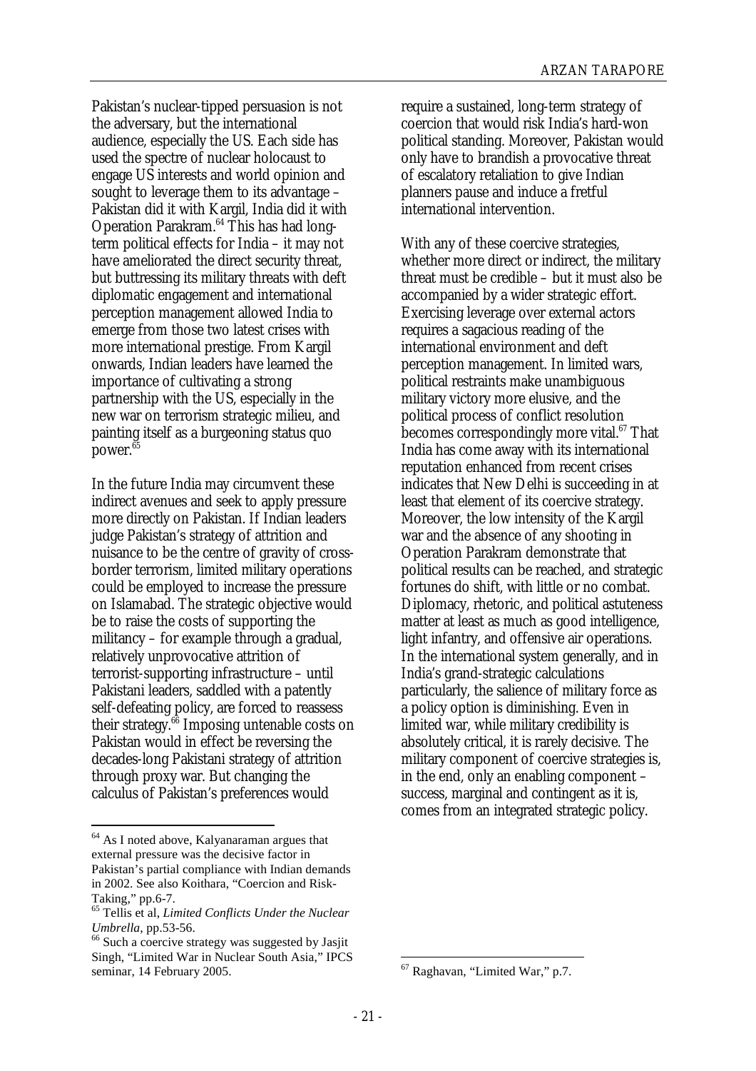Pakistan's nuclear-tipped persuasion is not the adversary, but the international audience, especially the US. Each side has used the spectre of nuclear holocaust to engage US interests and world opinion and sought to leverage them to its advantage – Pakistan did it with Kargil, India did it with Operation Parakram.[64] This has had long-term political effects for India – it may not have ameliorated the direct security threat, but buttressing its military threats with deft diplomatic engagement and international perception management allowed India to emerge from those two latest crises with more international prestige. From Kargil onwards, Indian leaders have learned the importance of cultivating a strong partnership with the US, especially in the new war on terrorism strategic milieu, and painting itself as a burgeoning status quo power.[65]

In the future India may circumvent these indirect avenues and seek to apply pressure more directly on Pakistan. If Indian leaders judge Pakistan's strategy of attrition and nuisance to be the centre of gravity of cross-border terrorism, limited military operations could be employed to increase the pressure on Islamabad. The strategic objective would be to raise the costs of supporting the militancy – for example through a gradual, relatively unprovocative attrition of terrorist-supporting infrastructure – until Pakistani leaders, saddled with a patently self-defeating policy, are forced to reassess their strategy.[66] Imposing untenable costs on Pakistan would in effect be reversing the decades-long Pakistani strategy of attrition through proxy war. But changing the calculus of Pakistan's preferences would require a sustained, long-term strategy of coercion that would risk India's hard-won political standing. Moreover, Pakistan would only have to brandish a provocative threat of escalatory retaliation to give Indian planners pause and induce a fretful international intervention.

With any of these coercive strategies, whether more direct or indirect, the military threat must be credible – but it must also be accompanied by a wider strategic effort. Exercising leverage over external actors requires a sagacious reading of the international environment and deft perception management. In limited wars, political restraints make unambiguous military victory more elusive, and the political process of conflict resolution becomes correspondingly more vital.[67] That India has come away with its international reputation enhanced from recent crises indicates that New Delhi is succeeding in at least that element of its coercive strategy. Moreover, the low intensity of the Kargil war and the absence of any shooting in Operation Parakram demonstrate that political results can be reached, and strategic fortunes do shift, with little or no combat. Diplomacy, rhetoric, and political astuteness matter at least as much as good intelligence, light infantry, and offensive air operations. In the international system generally, and in India's grand-strategic calculations particularly, the salience of military force as a policy option is diminishing. Even in limited war, while military credibility is absolutely critical, it is rarely decisive. The military component of coercive strategies is, in the end, only an enabling component – success, marginal and contingent as it is, comes from an integrated strategic policy.

---

[64] As I noted above, Kalyanaraman argues that external pressure was the decisive factor in Pakistan's partial compliance with Indian demands in 2002. See also Koithara, "Coercion and Risk-Taking," pp.6-7.

[65] Tellis et al, *Limited Conflicts Under the Nuclear Umbrella*, pp.53-56.

[66] Such a coercive strategy was suggested by Jasjit Singh, "Limited War in Nuclear South Asia," IPCS seminar, 14 February 2005.

[67] Raghavan, "Limited War," p.7.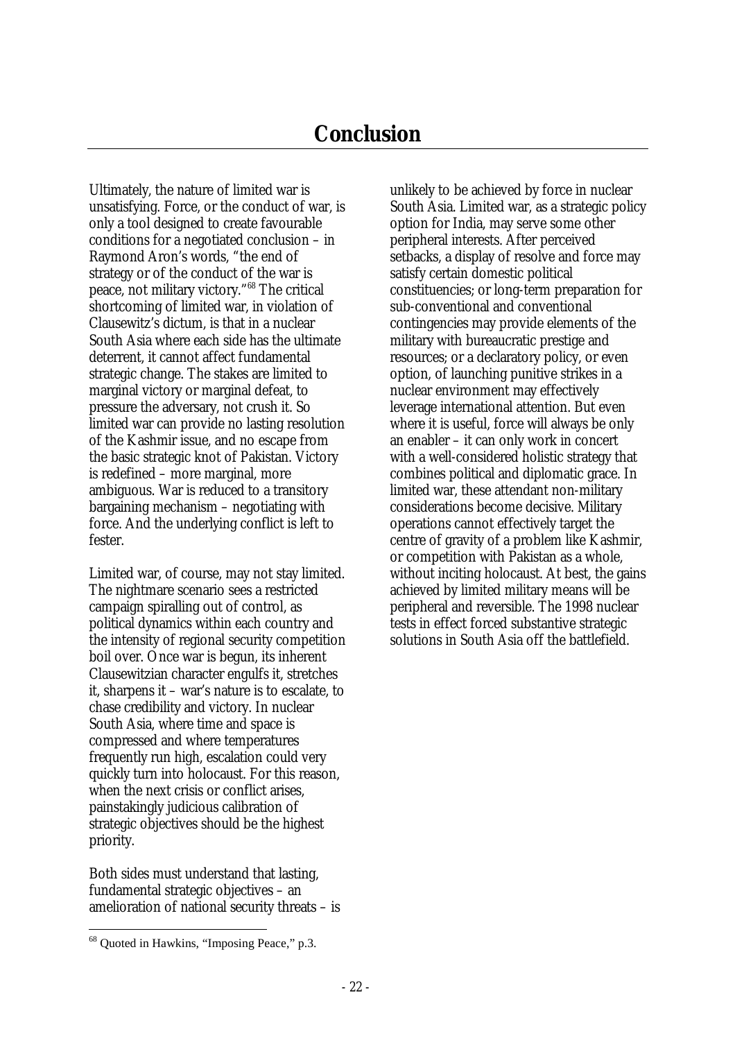# Conclusion

Ultimately, the nature of limited war is unsatisfying. Force, or the conduct of war, is only a tool designed to create favourable conditions for a negotiated conclusion – in Raymond Aron's words, "the end of strategy or of the conduct of the war is peace, not military victory."[68] The critical shortcoming of limited war, in violation of Clausewitz's dictum, is that in a nuclear South Asia where each side has the ultimate deterrent, it cannot affect fundamental strategic change. The stakes are limited to marginal victory or marginal defeat, to pressure the adversary, not crush it. So limited war can provide no lasting resolution of the Kashmir issue, and no escape from the basic strategic knot of Pakistan. Victory is redefined – more marginal, more ambiguous. War is reduced to a transitory bargaining mechanism – negotiating with force. And the underlying conflict is left to fester.

Limited war, of course, may not stay limited. The nightmare scenario sees a restricted campaign spiralling out of control, as political dynamics within each country and the intensity of regional security competition boil over. Once war is begun, its inherent Clausewitzian character engulfs it, stretches it, sharpens it – war's nature is to escalate, to chase credibility and victory. In nuclear South Asia, where time and space is compressed and where temperatures frequently run high, escalation could very quickly turn into holocaust. For this reason, when the next crisis or conflict arises, painstakingly judicious calibration of strategic objectives should be the highest priority.

Both sides must understand that lasting, fundamental strategic objectives – an amelioration of national security threats – is unlikely to be achieved by force in nuclear South Asia. Limited war, as a strategic policy option for India, may serve some other peripheral interests. After perceived setbacks, a display of resolve and force may satisfy certain domestic political constituencies; or long-term preparation for sub-conventional and conventional contingencies may provide elements of the military with bureaucratic prestige and resources; or a declaratory policy, or even option, of launching punitive strikes in a nuclear environment may effectively leverage international attention. But even where it is useful, force will always be only an enabler – it can only work in concert with a well-considered holistic strategy that combines political and diplomatic grace. In limited war, these attendant non-military considerations become decisive. Military operations cannot effectively target the centre of gravity of a problem like Kashmir, or competition with Pakistan as a whole, without inciting holocaust. At best, the gains achieved by limited military means will be peripheral and reversible. The 1998 nuclear tests in effect forced substantive strategic solutions in South Asia off the battlefield.

---

[68] Quoted in Hawkins, "Imposing Peace," p.3.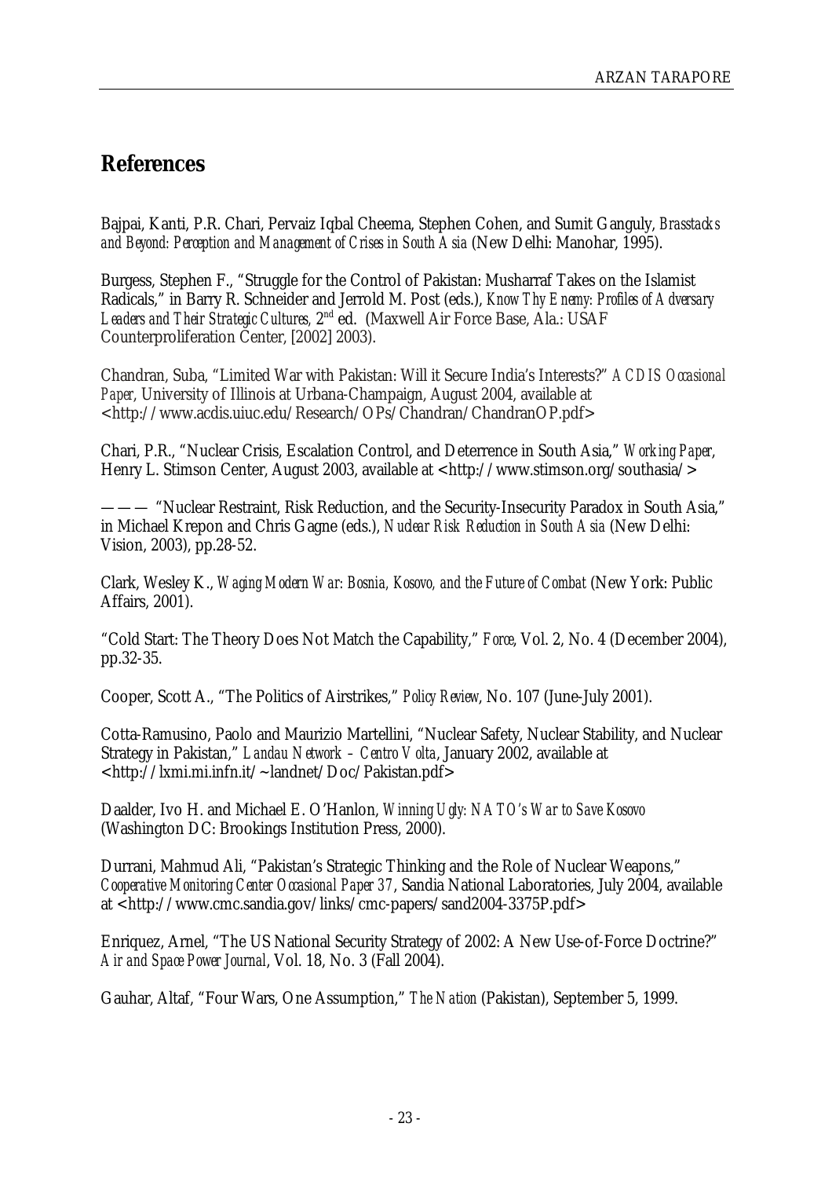## References

Bajpai, Kanti, P.R. Chari, Pervaiz Iqbal Cheema, Stephen Cohen, and Sumit Ganguly, *Brasstacks and Beyond: Perception and Management of Crises in South Asia* (New Delhi: Manohar, 1995).

Burgess, Stephen F., "Struggle for the Control of Pakistan: Musharraf Takes on the Islamist Radicals," in Barry R. Schneider and Jerrold M. Post (eds.), *Know Thy Enemy: Profiles of Adversary Leaders and Their Strategic Cultures*, 2nd ed. (Maxwell Air Force Base, Ala.: USAF Counterproliferation Center, [2002] 2003).

Chandran, Suba, "Limited War with Pakistan: Will it Secure India's Interests?" *ACDIS Occasional Paper*, University of Illinois at Urbana-Champaign, August 2004, available at <http://www.acdis.uiuc.edu/Research/OPs/Chandran/ChandranOP.pdf>

Chari, P.R., "Nuclear Crisis, Escalation Control, and Deterrence in South Asia," *Working Paper*, Henry L. Stimson Center, August 2003, available at <http://www.stimson.org/southasia/>

——— "Nuclear Restraint, Risk Reduction, and the Security-Insecurity Paradox in South Asia," in Michael Krepon and Chris Gagne (eds.), *Nuclear Risk Reduction in South Asia* (New Delhi: Vision, 2003), pp.28-52.

Clark, Wesley K., *Waging Modern War: Bosnia, Kosovo, and the Future of Combat* (New York: Public Affairs, 2001).

"Cold Start: The Theory Does Not Match the Capability," *Force*, Vol. 2, No. 4 (December 2004), pp.32-35.

Cooper, Scott A., "The Politics of Airstrikes," *Policy Review*, No. 107 (June-July 2001).

Cotta-Ramusino, Paolo and Maurizio Martellini, "Nuclear Safety, Nuclear Stability, and Nuclear Strategy in Pakistan," *Landau Network – Centro Volta*, January 2002, available at <http://lxmi.mi.infn.it/~landnet/Doc/Pakistan.pdf>

Daalder, Ivo H. and Michael E. O'Hanlon, *Winning Ugly: NATO's War to Save Kosovo* (Washington DC: Brookings Institution Press, 2000).

Durrani, Mahmud Ali, "Pakistan's Strategic Thinking and the Role of Nuclear Weapons," *Cooperative Monitoring Center Occasional Paper 37*, Sandia National Laboratories, July 2004, available at <http://www.cmc.sandia.gov/links/cmc-papers/sand2004-3375P.pdf>

Enriquez, Arnel, "The US National Security Strategy of 2002: A New Use-of-Force Doctrine?" *Air and Space Power Journal*, Vol. 18, No. 3 (Fall 2004).

Gauhar, Altaf, "Four Wars, One Assumption," *The Nation* (Pakistan), September 5, 1999.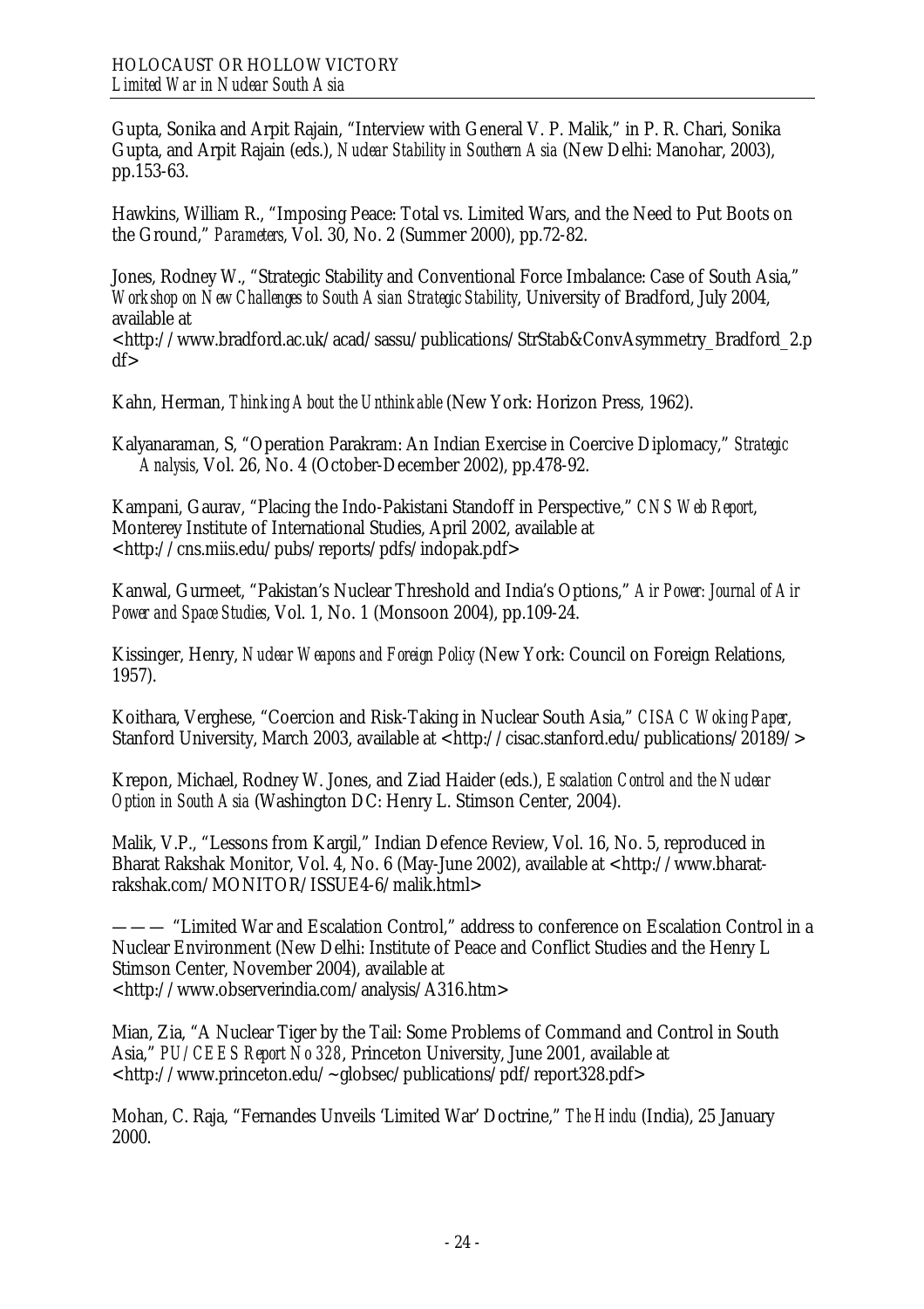Gupta, Sonika and Arpit Rajain, "Interview with General V. P. Malik," in P. R. Chari, Sonika Gupta, and Arpit Rajain (eds.), *Nuclear Stability in Southern Asia* (New Delhi: Manohar, 2003), pp.153-63.

Hawkins, William R., "Imposing Peace: Total vs. Limited Wars, and the Need to Put Boots on the Ground," *Parameters*, Vol. 30, No. 2 (Summer 2000), pp.72-82.

Jones, Rodney W., "Strategic Stability and Conventional Force Imbalance: Case of South Asia," *Workshop on New Challenges to South Asian Strategic Stability*, University of Bradford, July 2004, available at <http://www.bradford.ac.uk/acad/sassu/publications/StrStab&ConvAsymmetry_Bradford_2.pdf>

Kahn, Herman, *Thinking About the Unthinkable* (New York: Horizon Press, 1962).

Kalyanaraman, S, "Operation Parakram: An Indian Exercise in Coercive Diplomacy," *Strategic Analysis*, Vol. 26, No. 4 (October-December 2002), pp.478-92.

Kampani, Gaurav, "Placing the Indo-Pakistani Standoff in Perspective," *CNS Web Report*, Monterey Institute of International Studies, April 2002, available at <http://cns.miis.edu/pubs/reports/pdfs/indopak.pdf>

Kanwal, Gurmeet, "Pakistan's Nuclear Threshold and India's Options," *Air Power: Journal of Air Power and Space Studies*, Vol. 1, No. 1 (Monsoon 2004), pp.109-24.

Kissinger, Henry, *Nuclear Weapons and Foreign Policy* (New York: Council on Foreign Relations, 1957).

Koithara, Verghese, "Coercion and Risk-Taking in Nuclear South Asia," *CISAC Woking Paper*, Stanford University, March 2003, available at <http://cisac.stanford.edu/publications/20189/>

Krepon, Michael, Rodney W. Jones, and Ziad Haider (eds.), *Escalation Control and the Nuclear Option in South Asia* (Washington DC: Henry L. Stimson Center, 2004).

Malik, V.P., "Lessons from Kargil," Indian Defence Review, Vol. 16, No. 5, reproduced in Bharat Rakshak Monitor, Vol. 4, No. 6 (May-June 2002), available at <http://www.bharat-rakshak.com/MONITOR/ISSUE4-6/malik.html>

——— "Limited War and Escalation Control," address to conference on Escalation Control in a Nuclear Environment (New Delhi: Institute of Peace and Conflict Studies and the Henry L Stimson Center, November 2004), available at <http://www.observerindia.com/analysis/A316.htm>

Mian, Zia, "A Nuclear Tiger by the Tail: Some Problems of Command and Control in South Asia," *PU/CEES Report No 328*, Princeton University, June 2001, available at <http://www.princeton.edu/~globsec/publications/pdf/report328.pdf>

Mohan, C. Raja, "Fernandes Unveils 'Limited War' Doctrine," *The Hindu* (India), 25 January 2000.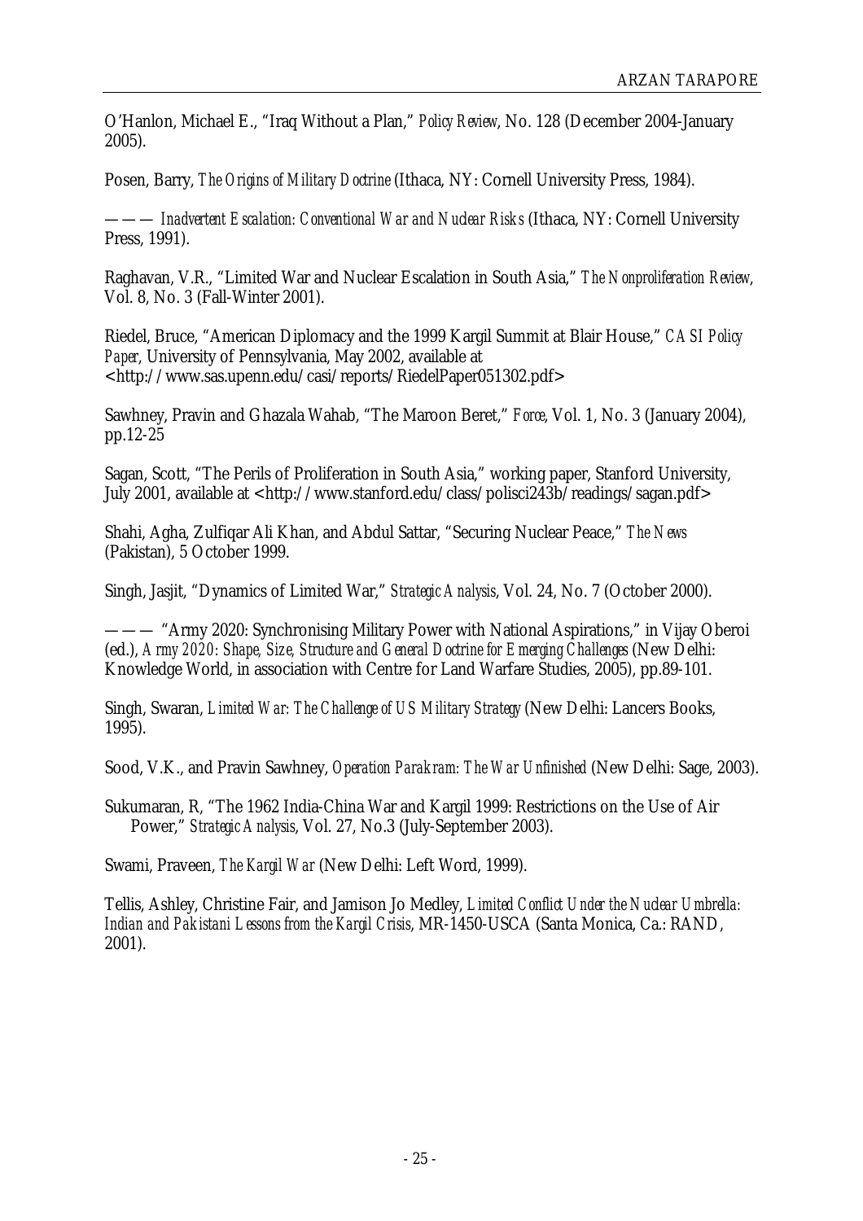O'Hanlon, Michael E., "Iraq Without a Plan," *Policy Review*, No. 128 (December 2004-January 2005).

Posen, Barry, *The Origins of Military Doctrine* (Ithaca, NY: Cornell University Press, 1984).

——— *Inadvertent Escalation: Conventional War and Nuclear Risks* (Ithaca, NY: Cornell University Press, 1991).

Raghavan, V.R., "Limited War and Nuclear Escalation in South Asia," *The Nonproliferation Review*, Vol. 8, No. 3 (Fall-Winter 2001).

Riedel, Bruce, "American Diplomacy and the 1999 Kargil Summit at Blair House," *CASI Policy Paper*, University of Pennsylvania, May 2002, available at <http://www.sas.upenn.edu/casi/reports/RiedelPaper051302.pdf>

Sawhney, Pravin and Ghazala Wahab, "The Maroon Beret," *Force*, Vol. 1, No. 3 (January 2004), pp.12-25

Sagan, Scott, "The Perils of Proliferation in South Asia," working paper, Stanford University, July 2001, available at <http://www.stanford.edu/class/polisci243b/readings/sagan.pdf>

Shahi, Agha, Zulfiqar Ali Khan, and Abdul Sattar, "Securing Nuclear Peace," *The News* (Pakistan), 5 October 1999.

Singh, Jasjit, "Dynamics of Limited War," *Strategic Analysis*, Vol. 24, No. 7 (October 2000).

——— "Army 2020: Synchronising Military Power with National Aspirations," in Vijay Oberoi (ed.), *Army 2020: Shape, Size, Structure and General Doctrine for Emerging Challenges* (New Delhi: Knowledge World, in association with Centre for Land Warfare Studies, 2005), pp.89-101.

Singh, Swaran, *Limited War: The Challenge of US Military Strategy* (New Delhi: Lancers Books, 1995).

Sood, V.K., and Pravin Sawhney, *Operation Parakram: The War Unfinished* (New Delhi: Sage, 2003).

Sukumaran, R, "The 1962 India-China War and Kargil 1999: Restrictions on the Use of Air Power," *Strategic Analysis*, Vol. 27, No.3 (July-September 2003).

Swami, Praveen, *The Kargil War* (New Delhi: Left Word, 1999).

Tellis, Ashley, Christine Fair, and Jamison Jo Medley, *Limited Conflict Under the Nuclear Umbrella: Indian and Pakistani Lessons from the Kargil Crisis*, MR-1450-USCA (Santa Monica, Ca.: RAND, 2001).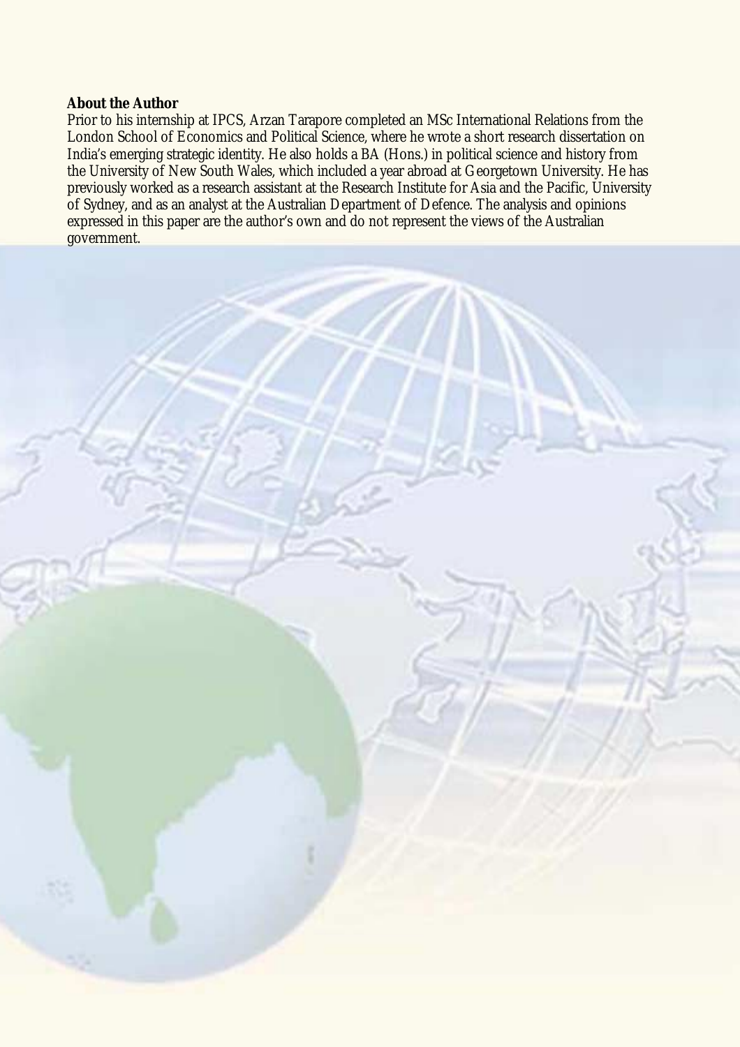**About the Author**

Prior to his internship at IPCS, Arzan Tarapore completed an MSc International Relations from the London School of Economics and Political Science, where he wrote a short research dissertation on India's emerging strategic identity. He also holds a BA (Hons.) in political science and history from the University of New South Wales, which included a year abroad at Georgetown University. He has previously worked as a research assistant at the Research Institute for Asia and the Pacific, University of Sydney, and as an analyst at the Australian Department of Defence. The analysis and opinions expressed in this paper are the author's own and do not represent the views of the Australian government.